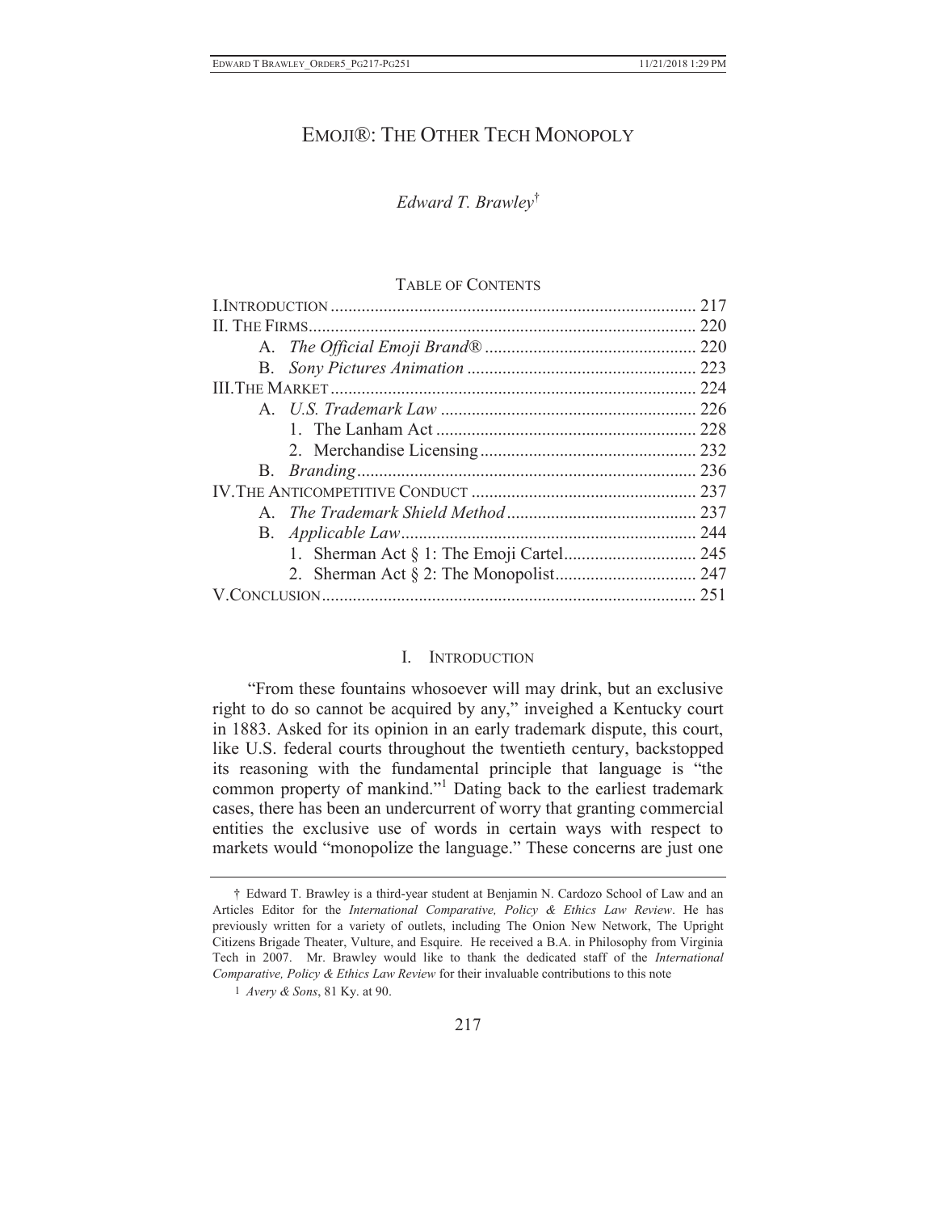# EMOJI®: THE OTHER TECH MONOPOLY

*Edward T. Brawley*[†]

TABLE OF CONTENTS

| | |
|---|---|
| I. INTRODUCTION | 217 |
| II. THE FIRMS | 220 |
| A. *The Official Emoji Brand®* | 220 |
| B. *Sony Pictures Animation* | 223 |
| III. THE MARKET | 224 |
| A. *U.S. Trademark Law* | 226 |
| 1. The Lanham Act | 228 |
| 2. Merchandise Licensing | 232 |
| B. *Branding* | 236 |
| IV. THE ANTICOMPETITIVE CONDUCT | 237 |
| A. *The Trademark Shield Method* | 237 |
| B. *Applicable Law* | 244 |
| 1. Sherman Act § 1: The Emoji Cartel | 245 |
| 2. Sherman Act § 2: The Monopolist | 247 |
| V. CONCLUSION | 251 |

## I. INTRODUCTION

"From these fountains whosoever will may drink, but an exclusive right to do so cannot be acquired by any," inveighed a Kentucky court in 1883. Asked for its opinion in an early trademark dispute, this court, like U.S. federal courts throughout the twentieth century, backstopped its reasoning with the fundamental principle that language is "the common property of mankind."[1] Dating back to the earliest trademark cases, there has been an undercurrent of worry that granting commercial entities the exclusive use of words in certain ways with respect to markets would "monopolize the language." These concerns are just one

---

† Edward T. Brawley is a third-year student at Benjamin N. Cardozo School of Law and an Articles Editor for the *International Comparative, Policy & Ethics Law Review*. He has previously written for a variety of outlets, including The Onion New Network, The Upright Citizens Brigade Theater, Vulture, and Esquire. He received a B.A. in Philosophy from Virginia Tech in 2007. Mr. Brawley would like to thank the dedicated staff of the *International Comparative, Policy & Ethics Law Review* for their invaluable contributions to this note

1 *Avery & Sons*, 81 Ky. at 90.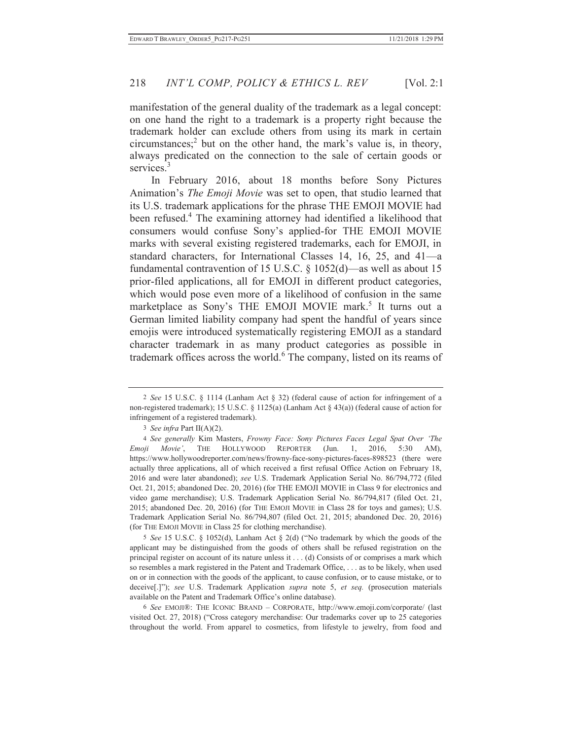manifestation of the general duality of the trademark as a legal concept: on one hand the right to a trademark is a property right because the trademark holder can exclude others from using its mark in certain circumstances;[2] but on the other hand, the mark's value is, in theory, always predicated on the connection to the sale of certain goods or services.[3]

In February 2016, about 18 months before Sony Pictures Animation's *The Emoji Movie* was set to open, that studio learned that its U.S. trademark applications for the phrase THE EMOJI MOVIE had been refused.[4] The examining attorney had identified a likelihood that consumers would confuse Sony's applied-for THE EMOJI MOVIE marks with several existing registered trademarks, each for EMOJI, in standard characters, for International Classes 14, 16, 25, and 41—a fundamental contravention of 15 U.S.C. § 1052(d)—as well as about 15 prior-filed applications, all for EMOJI in different product categories, which would pose even more of a likelihood of confusion in the same marketplace as Sony's THE EMOJI MOVIE mark.[5] It turns out a German limited liability company had spent the handful of years since emojis were introduced systematically registering EMOJI as a standard character trademark in as many product categories as possible in trademark offices across the world.[6] The company, listed on its reams of

---

2 *See* 15 U.S.C. § 1114 (Lanham Act § 32) (federal cause of action for infringement of a non-registered trademark); 15 U.S.C. § 1125(a) (Lanham Act § 43(a)) (federal cause of action for infringement of a registered trademark).

3 *See infra* Part II(A)(2).

4 *See generally* Kim Masters, *Frowny Face: Sony Pictures Faces Legal Spat Over 'The Emoji Movie'*, THE HOLLYWOOD REPORTER (Jun. 1, 2016, 5:30 AM), https://www.hollywoodreporter.com/news/frowny-face-sony-pictures-faces-898523 (there were actually three applications, all of which received a first refusal Office Action on February 18, 2016 and were later abandoned); *see* U.S. Trademark Application Serial No. 86/794,772 (filed Oct. 21, 2015; abandoned Dec. 20, 2016) (for THE EMOJI MOVIE in Class 9 for electronics and video game merchandise); U.S. Trademark Application Serial No. 86/794,817 (filed Oct. 21, 2015; abandoned Dec. 20, 2016) (for THE EMOJI MOVIE in Class 28 for toys and games); U.S. Trademark Application Serial No. 86/794,807 (filed Oct. 21, 2015; abandoned Dec. 20, 2016) (for THE EMOJI MOVIE in Class 25 for clothing merchandise).

5 *See* 15 U.S.C. § 1052(d), Lanham Act § 2(d) ("No trademark by which the goods of the applicant may be distinguished from the goods of others shall be refused registration on the principal register on account of its nature unless it . . . (d) Consists of or comprises a mark which so resembles a mark registered in the Patent and Trademark Office, . . . as to be likely, when used on or in connection with the goods of the applicant, to cause confusion, or to cause mistake, or to deceive[.]"); *see* U.S. Trademark Application *supra* note 5, *et seq.* (prosecution materials available on the Patent and Trademark Office's online database).

6 *See* EMOJI®: THE ICONIC BRAND – CORPORATE, http://www.emoji.com/corporate/ (last visited Oct. 27, 2018) ("Cross category merchandise: Our trademarks cover up to 25 categories throughout the world. From apparel to cosmetics, from lifestyle to jewelry, from food and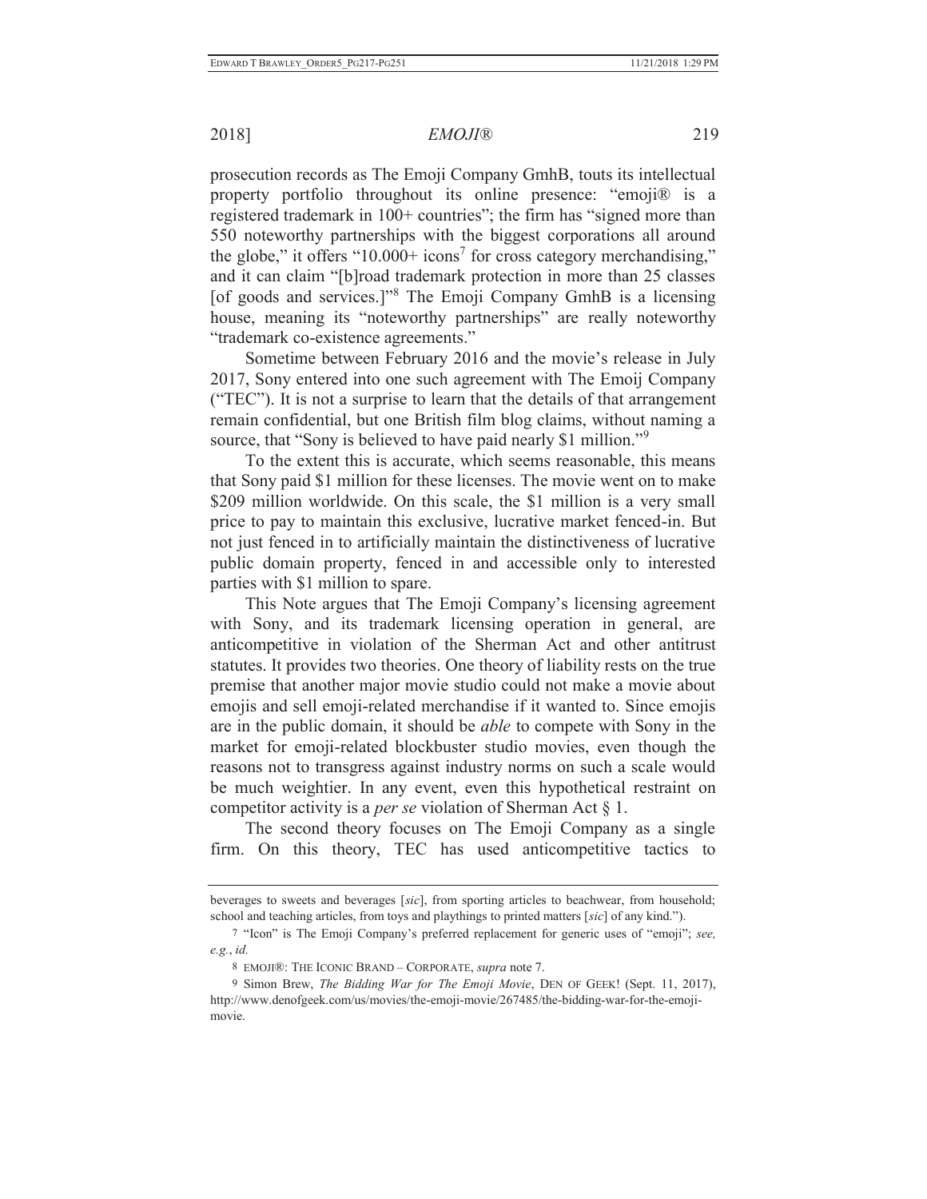prosecution records as The Emoji Company GmhB, touts its intellectual property portfolio throughout its online presence: "emoji® is a registered trademark in 100+ countries"; the firm has "signed more than 550 noteworthy partnerships with the biggest corporations all around the globe," it offers "10.000+ icons[7] for cross category merchandising," and it can claim "[b]road trademark protection in more than 25 classes [of goods and services.]"[8] The Emoji Company GmhB is a licensing house, meaning its "noteworthy partnerships" are really noteworthy "trademark co-existence agreements."

Sometime between February 2016 and the movie's release in July 2017, Sony entered into one such agreement with The Emoij Company ("TEC"). It is not a surprise to learn that the details of that arrangement remain confidential, but one British film blog claims, without naming a source, that "Sony is believed to have paid nearly $1 million."[9]

To the extent this is accurate, which seems reasonable, this means that Sony paid $1 million for these licenses. The movie went on to make $209 million worldwide. On this scale, the $1 million is a very small price to pay to maintain this exclusive, lucrative market fenced-in. But not just fenced in to artificially maintain the distinctiveness of lucrative public domain property, fenced in and accessible only to interested parties with $1 million to spare.

This Note argues that The Emoji Company's licensing agreement with Sony, and its trademark licensing operation in general, are anticompetitive in violation of the Sherman Act and other antitrust statutes. It provides two theories. One theory of liability rests on the true premise that another major movie studio could not make a movie about emojis and sell emoji-related merchandise if it wanted to. Since emojis are in the public domain, it should be *able* to compete with Sony in the market for emoji-related blockbuster studio movies, even though the reasons not to transgress against industry norms on such a scale would be much weightier. In any event, even this hypothetical restraint on competitor activity is a *per se* violation of Sherman Act § 1.

The second theory focuses on The Emoji Company as a single firm. On this theory, TEC has used anticompetitive tactics to

---

beverages to sweets and beverages [*sic*], from sporting articles to beachwear, from household; school and teaching articles, from toys and playthings to printed matters [*sic*] of any kind.").

7 "Icon" is The Emoji Company's preferred replacement for generic uses of "emoji"; *see, e.g.*, *id.*

8 EMOJI®: THE ICONIC BRAND – CORPORATE, *supra* note 7.

9 Simon Brew, *The Bidding War for The Emoji Movie*, DEN OF GEEK! (Sept. 11, 2017), http://www.denofgeek.com/us/movies/the-emoji-movie/267485/the-bidding-war-for-the-emoji-movie.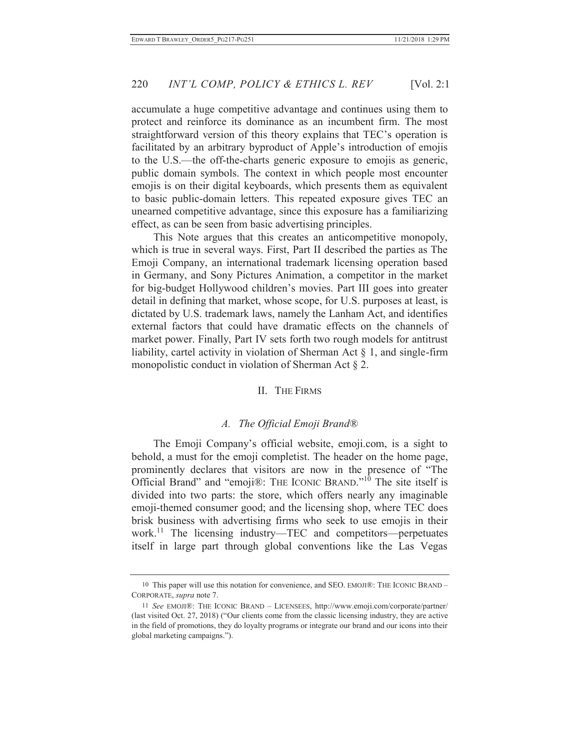accumulate a huge competitive advantage and continues using them to protect and reinforce its dominance as an incumbent firm. The most straightforward version of this theory explains that TEC's operation is facilitated by an arbitrary byproduct of Apple's introduction of emojis to the U.S.—the off-the-charts generic exposure to emojis as generic, public domain symbols. The context in which people most encounter emojis is on their digital keyboards, which presents them as equivalent to basic public-domain letters. This repeated exposure gives TEC an unearned competitive advantage, since this exposure has a familiarizing effect, as can be seen from basic advertising principles.

This Note argues that this creates an anticompetitive monopoly, which is true in several ways. First, Part II described the parties as The Emoji Company, an international trademark licensing operation based in Germany, and Sony Pictures Animation, a competitor in the market for big-budget Hollywood children's movies. Part III goes into greater detail in defining that market, whose scope, for U.S. purposes at least, is dictated by U.S. trademark laws, namely the Lanham Act, and identifies external factors that could have dramatic effects on the channels of market power. Finally, Part IV sets forth two rough models for antitrust liability, cartel activity in violation of Sherman Act § 1, and single-firm monopolistic conduct in violation of Sherman Act § 2.

## II. THE FIRMS

### *A. The Official Emoji Brand®*

The Emoji Company's official website, emoji.com, is a sight to behold, a must for the emoji completist. The header on the home page, prominently declares that visitors are now in the presence of "The Official Brand" and "emoji®: THE ICONIC BRAND."[10] The site itself is divided into two parts: the store, which offers nearly any imaginable emoji-themed consumer good; and the licensing shop, where TEC does brisk business with advertising firms who seek to use emojis in their work.[11] The licensing industry—TEC and competitors—perpetuates itself in large part through global conventions like the Las Vegas

---

10 This paper will use this notation for convenience, and SEO. EMOJI®: THE ICONIC BRAND – CORPORATE, *supra* note 7.

11 *See* EMOJI®: THE ICONIC BRAND – LICENSEES, http://www.emoji.com/corporate/partner/ (last visited Oct. 27, 2018) ("Our clients come from the classic licensing industry, they are active in the field of promotions, they do loyalty programs or integrate our brand and our icons into their global marketing campaigns.").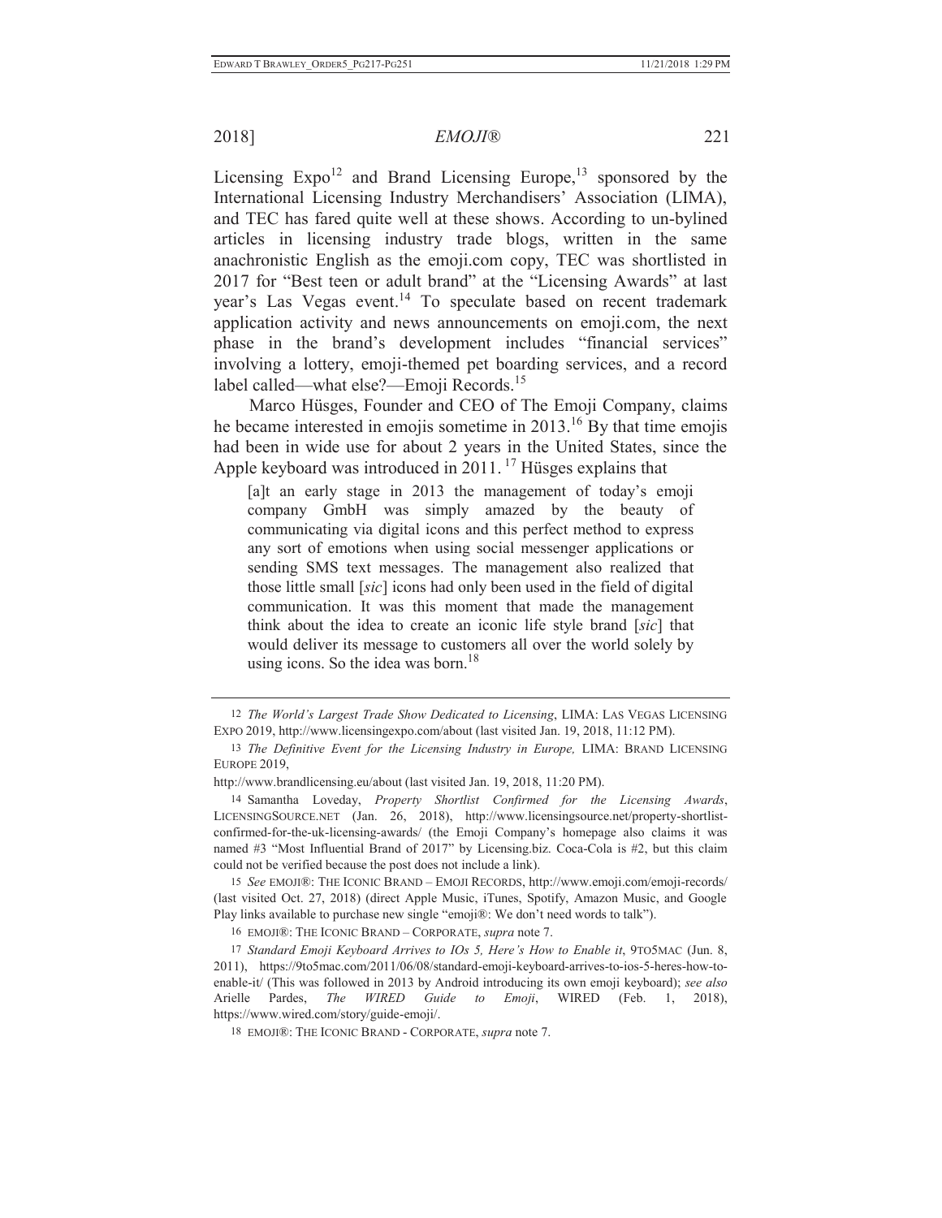Licensing Expo[12] and Brand Licensing Europe,[13] sponsored by the International Licensing Industry Merchandisers' Association (LIMA), and TEC has fared quite well at these shows. According to un-bylined articles in licensing industry trade blogs, written in the same anachronistic English as the emoji.com copy, TEC was shortlisted in 2017 for "Best teen or adult brand" at the "Licensing Awards" at last year's Las Vegas event.[14] To speculate based on recent trademark application activity and news announcements on emoji.com, the next phase in the brand's development includes "financial services" involving a lottery, emoji-themed pet boarding services, and a record label called—what else?—Emoji Records.[15]

Marco Hüsges, Founder and CEO of The Emoji Company, claims he became interested in emojis sometime in 2013.[16] By that time emojis had been in wide use for about 2 years in the United States, since the Apple keyboard was introduced in 2011.[17] Hüsges explains that

> [a]t an early stage in 2013 the management of today's emoji company GmbH was simply amazed by the beauty of communicating via digital icons and this perfect method to express any sort of emotions when using social messenger applications or sending SMS text messages. The management also realized that those little small [*sic*] icons had only been used in the field of digital communication. It was this moment that made the management think about the idea to create an iconic life style brand [*sic*] that would deliver its message to customers all over the world solely by using icons. So the idea was born.[18]

---

12 *The World's Largest Trade Show Dedicated to Licensing*, LIMA: LAS VEGAS LICENSING EXPO 2019, http://www.licensingexpo.com/about (last visited Jan. 19, 2018, 11:12 PM).

13 *The Definitive Event for the Licensing Industry in Europe,* LIMA: BRAND LICENSING EUROPE 2019, http://www.brandlicensing.eu/about (last visited Jan. 19, 2018, 11:20 PM).

14 Samantha Loveday, *Property Shortlist Confirmed for the Licensing Awards*, LICENSINGSOURCE.NET (Jan. 26, 2018), http://www.licensingsource.net/property-shortlist-confirmed-for-the-uk-licensing-awards/ (the Emoji Company's homepage also claims it was named #3 "Most Influential Brand of 2017" by Licensing.biz. Coca-Cola is #2, but this claim could not be verified because the post does not include a link).

15 *See* EMOJI®: THE ICONIC BRAND – EMOJI RECORDS, http://www.emoji.com/emoji-records/ (last visited Oct. 27, 2018) (direct Apple Music, iTunes, Spotify, Amazon Music, and Google Play links available to purchase new single "emoji®: We don't need words to talk").

16 EMOJI®: THE ICONIC BRAND – CORPORATE, *supra* note 7.

17 *Standard Emoji Keyboard Arrives to IOs 5, Here's How to Enable it*, 9TO5MAC (Jun. 8, 2011), https://9to5mac.com/2011/06/08/standard-emoji-keyboard-arrives-to-ios-5-heres-how-to-enable-it/ (This was followed in 2013 by Android introducing its own emoji keyboard); *see also* Arielle Pardes, *The WIRED Guide to Emoji*, WIRED (Feb. 1, 2018), https://www.wired.com/story/guide-emoji/.

18 EMOJI®: THE ICONIC BRAND - CORPORATE, *supra* note 7.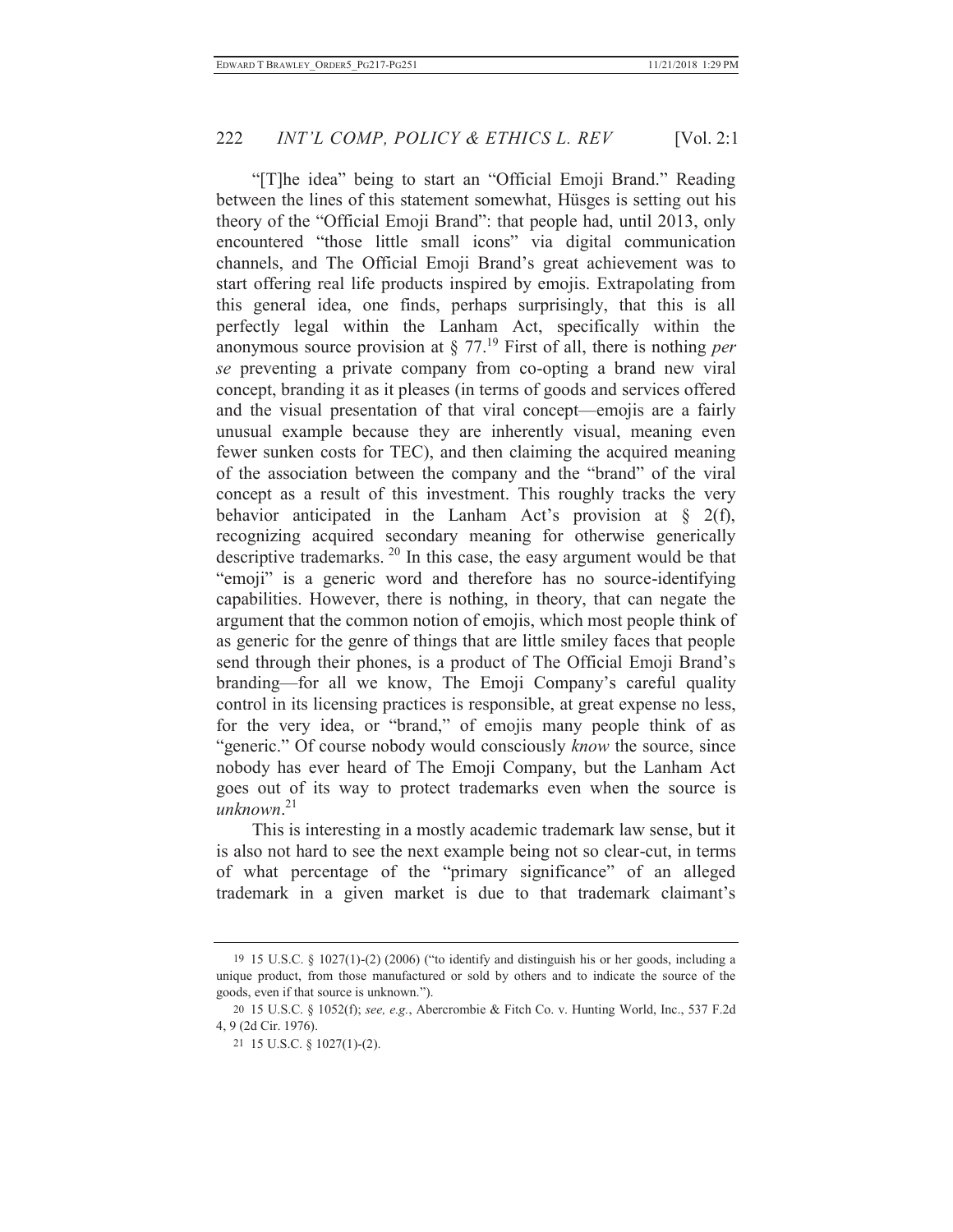"[T]he idea" being to start an "Official Emoji Brand." Reading between the lines of this statement somewhat, Hüsges is setting out his theory of the "Official Emoji Brand": that people had, until 2013, only encountered "those little small icons" via digital communication channels, and The Official Emoji Brand's great achievement was to start offering real life products inspired by emojis. Extrapolating from this general idea, one finds, perhaps surprisingly, that this is all perfectly legal within the Lanham Act, specifically within the anonymous source provision at § 77.[19] First of all, there is nothing *per se* preventing a private company from co-opting a brand new viral concept, branding it as it pleases (in terms of goods and services offered and the visual presentation of that viral concept—emojis are a fairly unusual example because they are inherently visual, meaning even fewer sunken costs for TEC), and then claiming the acquired meaning of the association between the company and the "brand" of the viral concept as a result of this investment. This roughly tracks the very behavior anticipated in the Lanham Act's provision at § 2(f), recognizing acquired secondary meaning for otherwise generically descriptive trademarks.[20] In this case, the easy argument would be that "emoji" is a generic word and therefore has no source-identifying capabilities. However, there is nothing, in theory, that can negate the argument that the common notion of emojis, which most people think of as generic for the genre of things that are little smiley faces that people send through their phones, is a product of The Official Emoji Brand's branding—for all we know, The Emoji Company's careful quality control in its licensing practices is responsible, at great expense no less, for the very idea, or "brand," of emojis many people think of as "generic." Of course nobody would consciously *know* the source, since nobody has ever heard of The Emoji Company, but the Lanham Act goes out of its way to protect trademarks even when the source is *unknown*.[21]

This is interesting in a mostly academic trademark law sense, but it is also not hard to see the next example being not so clear-cut, in terms of what percentage of the "primary significance" of an alleged trademark in a given market is due to that trademark claimant's

---

19 15 U.S.C. § 1027(1)-(2) (2006) ("to identify and distinguish his or her goods, including a unique product, from those manufactured or sold by others and to indicate the source of the goods, even if that source is unknown.").

20 15 U.S.C. § 1052(f); *see, e.g.*, Abercrombie & Fitch Co. v. Hunting World, Inc., 537 F.2d 4, 9 (2d Cir. 1976).

21 15 U.S.C. § 1027(1)-(2).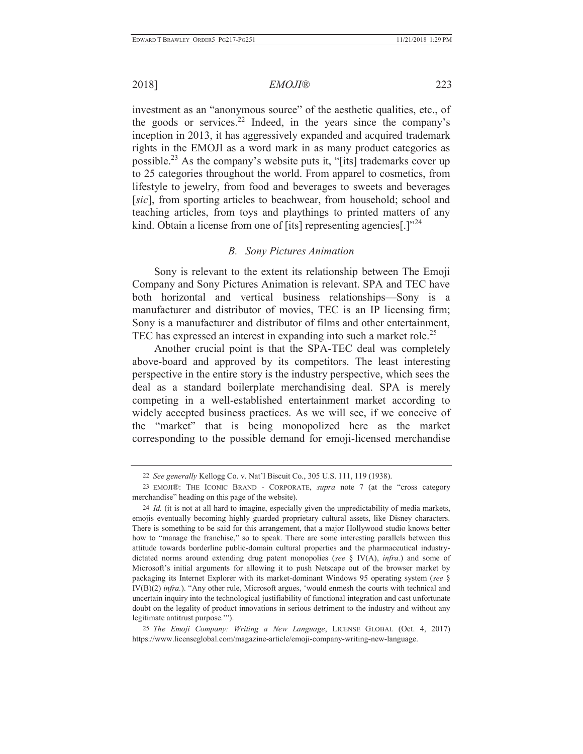investment as an "anonymous source" of the aesthetic qualities, etc., of the goods or services.[22] Indeed, in the years since the company's inception in 2013, it has aggressively expanded and acquired trademark rights in the EMOJI as a word mark in as many product categories as possible.[23] As the company's website puts it, "[its] trademarks cover up to 25 categories throughout the world. From apparel to cosmetics, from lifestyle to jewelry, from food and beverages to sweets and beverages [*sic*], from sporting articles to beachwear, from household; school and teaching articles, from toys and playthings to printed matters of any kind. Obtain a license from one of [its] representing agencies[.]"[24]

### *B. Sony Pictures Animation*

Sony is relevant to the extent its relationship between The Emoji Company and Sony Pictures Animation is relevant. SPA and TEC have both horizontal and vertical business relationships—Sony is a manufacturer and distributor of movies, TEC is an IP licensing firm; Sony is a manufacturer and distributor of films and other entertainment, TEC has expressed an interest in expanding into such a market role.[25]

Another crucial point is that the SPA-TEC deal was completely above-board and approved by its competitors. The least interesting perspective in the entire story is the industry perspective, which sees the deal as a standard boilerplate merchandising deal. SPA is merely competing in a well-established entertainment market according to widely accepted business practices. As we will see, if we conceive of the "market" that is being monopolized here as the market corresponding to the possible demand for emoji-licensed merchandise

---

22 *See generally* Kellogg Co. v. Nat'l Biscuit Co., 305 U.S. 111, 119 (1938).

23 EMOJI®: THE ICONIC BRAND - CORPORATE, *supra* note 7 (at the "cross category merchandise" heading on this page of the website).

24 *Id.* (it is not at all hard to imagine, especially given the unpredictability of media markets, emojis eventually becoming highly guarded proprietary cultural assets, like Disney characters. There is something to be said for this arrangement, that a major Hollywood studio knows better how to "manage the franchise," so to speak. There are some interesting parallels between this attitude towards borderline public-domain cultural properties and the pharmaceutical industry-dictated norms around extending drug patent monopolies (*see* § IV(A), *infra.*) and some of Microsoft's initial arguments for allowing it to push Netscape out of the browser market by packaging its Internet Explorer with its market-dominant Windows 95 operating system (*see* § IV(B)(2) *infra.*). "Any other rule, Microsoft argues, 'would enmesh the courts with technical and uncertain inquiry into the technological justifiability of functional integration and cast unfortunate doubt on the legality of product innovations in serious detriment to the industry and without any legitimate antitrust purpose.'").

25 *The Emoji Company: Writing a New Language*, LICENSE GLOBAL (Oct. 4, 2017) https://www.licenseglobal.com/magazine-article/emoji-company-writing-new-language.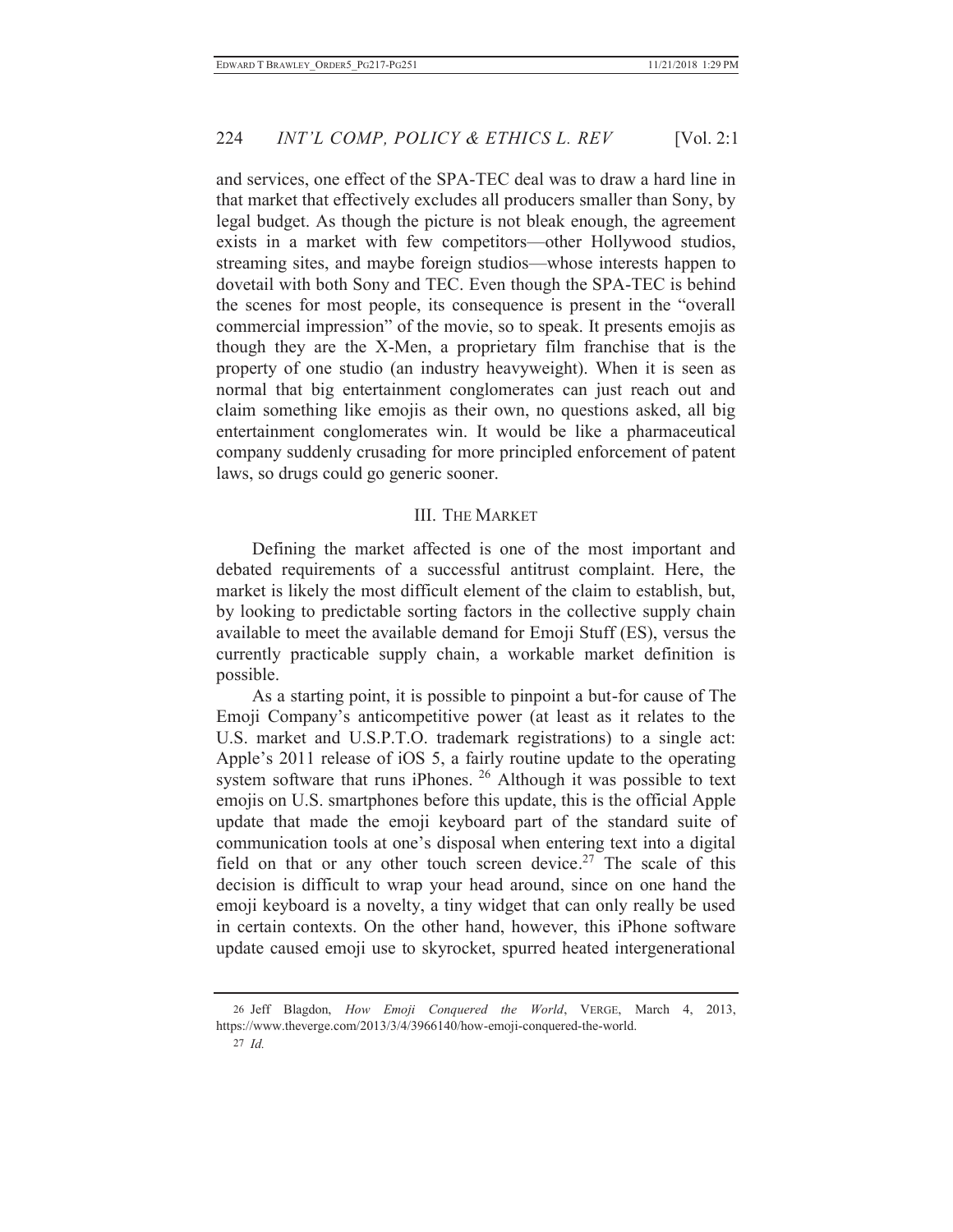and services, one effect of the SPA-TEC deal was to draw a hard line in that market that effectively excludes all producers smaller than Sony, by legal budget. As though the picture is not bleak enough, the agreement exists in a market with few competitors—other Hollywood studios, streaming sites, and maybe foreign studios—whose interests happen to dovetail with both Sony and TEC. Even though the SPA-TEC is behind the scenes for most people, its consequence is present in the "overall commercial impression" of the movie, so to speak. It presents emojis as though they are the X-Men, a proprietary film franchise that is the property of one studio (an industry heavyweight). When it is seen as normal that big entertainment conglomerates can just reach out and claim something like emojis as their own, no questions asked, all big entertainment conglomerates win. It would be like a pharmaceutical company suddenly crusading for more principled enforcement of patent laws, so drugs could go generic sooner.

## III. The Market

Defining the market affected is one of the most important and debated requirements of a successful antitrust complaint. Here, the market is likely the most difficult element of the claim to establish, but, by looking to predictable sorting factors in the collective supply chain available to meet the available demand for Emoji Stuff (ES), versus the currently practicable supply chain, a workable market definition is possible.

As a starting point, it is possible to pinpoint a but-for cause of The Emoji Company's anticompetitive power (at least as it relates to the U.S. market and U.S.P.T.O. trademark registrations) to a single act: Apple's 2011 release of iOS 5, a fairly routine update to the operating system software that runs iPhones. [26] Although it was possible to text emojis on U.S. smartphones before this update, this is the official Apple update that made the emoji keyboard part of the standard suite of communication tools at one's disposal when entering text into a digital field on that or any other touch screen device.[27] The scale of this decision is difficult to wrap your head around, since on one hand the emoji keyboard is a novelty, a tiny widget that can only really be used in certain contexts. On the other hand, however, this iPhone software update caused emoji use to skyrocket, spurred heated intergenerational

---

26 Jeff Blagdon, *How Emoji Conquered the World*, VERGE, March 4, 2013, https://www.theverge.com/2013/3/4/3966140/how-emoji-conquered-the-world.

27 *Id.*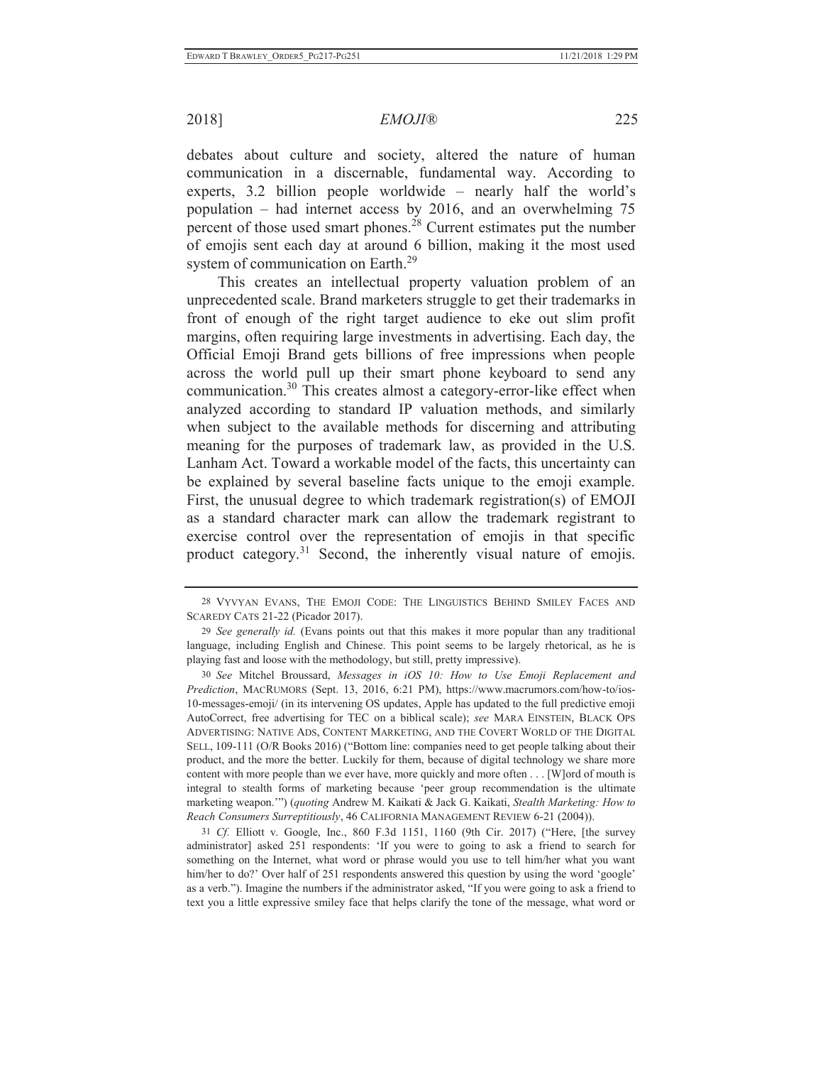debates about culture and society, altered the nature of human communication in a discernable, fundamental way. According to experts, 3.2 billion people worldwide – nearly half the world's population – had internet access by 2016, and an overwhelming 75 percent of those used smart phones.[28] Current estimates put the number of emojis sent each day at around 6 billion, making it the most used system of communication on Earth.[29]

This creates an intellectual property valuation problem of an unprecedented scale. Brand marketers struggle to get their trademarks in front of enough of the right target audience to eke out slim profit margins, often requiring large investments in advertising. Each day, the Official Emoji Brand gets billions of free impressions when people across the world pull up their smart phone keyboard to send any communication.[30] This creates almost a category-error-like effect when analyzed according to standard IP valuation methods, and similarly when subject to the available methods for discerning and attributing meaning for the purposes of trademark law, as provided in the U.S. Lanham Act. Toward a workable model of the facts, this uncertainty can be explained by several baseline facts unique to the emoji example. First, the unusual degree to which trademark registration(s) of EMOJI as a standard character mark can allow the trademark registrant to exercise control over the representation of emojis in that specific product category.[31] Second, the inherently visual nature of emojis.

---

28 VYVYAN EVANS, THE EMOJI CODE: THE LINGUISTICS BEHIND SMILEY FACES AND SCAREDY CATS 21-22 (Picador 2017).

29 *See generally id.* (Evans points out that this makes it more popular than any traditional language, including English and Chinese. This point seems to be largely rhetorical, as he is playing fast and loose with the methodology, but still, pretty impressive).

30 *See* Mitchel Broussard, *Messages in iOS 10: How to Use Emoji Replacement and Prediction*, MACRUMORS (Sept. 13, 2016, 6:21 PM), https://www.macrumors.com/how-to/ios-10-messages-emoji/ (in its intervening OS updates, Apple has updated to the full predictive emoji AutoCorrect, free advertising for TEC on a biblical scale); *see* MARA EINSTEIN, BLACK OPS ADVERTISING: NATIVE ADS, CONTENT MARKETING, AND THE COVERT WORLD OF THE DIGITAL SELL, 109-111 (O/R Books 2016) ("Bottom line: companies need to get people talking about their product, and the more the better. Luckily for them, because of digital technology we share more content with more people than we ever have, more quickly and more often . . . [W]ord of mouth is integral to stealth forms of marketing because 'peer group recommendation is the ultimate marketing weapon.'") (*quoting* Andrew M. Kaikati & Jack G. Kaikati, *Stealth Marketing: How to Reach Consumers Surreptitiously*, 46 CALIFORNIA MANAGEMENT REVIEW 6-21 (2004)).

31 *Cf.* Elliott v. Google, Inc., 860 F.3d 1151, 1160 (9th Cir. 2017) ("Here, [the survey administrator] asked 251 respondents: 'If you were to going to ask a friend to search for something on the Internet, what word or phrase would you use to tell him/her what you want him/her to do?' Over half of 251 respondents answered this question by using the word 'google' as a verb."). Imagine the numbers if the administrator asked, "If you were going to ask a friend to text you a little expressive smiley face that helps clarify the tone of the message, what word or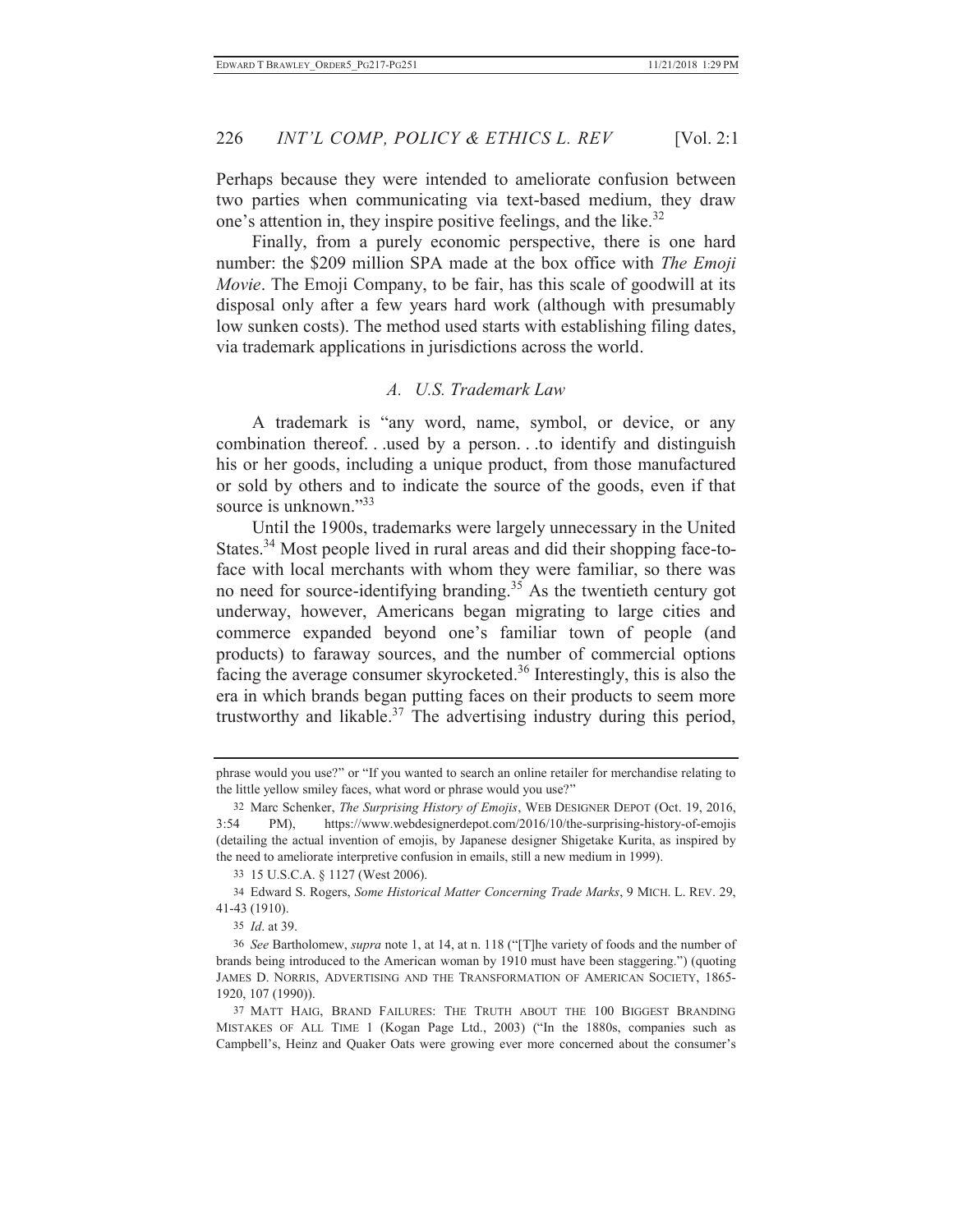Perhaps because they were intended to ameliorate confusion between two parties when communicating via text-based medium, they draw one's attention in, they inspire positive feelings, and the like.[32]

Finally, from a purely economic perspective, there is one hard number: the $209 million SPA made at the box office with *The Emoji Movie*. The Emoji Company, to be fair, has this scale of goodwill at its disposal only after a few years hard work (although with presumably low sunken costs). The method used starts with establishing filing dates, via trademark applications in jurisdictions across the world.

### *A. U.S. Trademark Law*

A trademark is "any word, name, symbol, or device, or any combination thereof. . .used by a person. . .to identify and distinguish his or her goods, including a unique product, from those manufactured or sold by others and to indicate the source of the goods, even if that source is unknown."[33]

Until the 1900s, trademarks were largely unnecessary in the United States.[34] Most people lived in rural areas and did their shopping face-to-face with local merchants with whom they were familiar, so there was no need for source-identifying branding.[35] As the twentieth century got underway, however, Americans began migrating to large cities and commerce expanded beyond one's familiar town of people (and products) to faraway sources, and the number of commercial options facing the average consumer skyrocketed.[36] Interestingly, this is also the era in which brands began putting faces on their products to seem more trustworthy and likable.[37] The advertising industry during this period,

---

phrase would you use?" or "If you wanted to search an online retailer for merchandise relating to the little yellow smiley faces, what word or phrase would you use?"

32 Marc Schenker, *The Surprising History of Emojis*, WEB DESIGNER DEPOT (Oct. 19, 2016, 3:54 PM), https://www.webdesignerdepot.com/2016/10/the-surprising-history-of-emojis (detailing the actual invention of emojis, by Japanese designer Shigetake Kurita, as inspired by the need to ameliorate interpretive confusion in emails, still a new medium in 1999).

33 15 U.S.C.A. § 1127 (West 2006).

34 Edward S. Rogers, *Some Historical Matter Concerning Trade Marks*, 9 MICH. L. REV. 29, 41-43 (1910).

35 *Id*. at 39.

36 *See* Bartholomew, *supra* note 1, at 14, at n. 118 ("[T]he variety of foods and the number of brands being introduced to the American woman by 1910 must have been staggering.") (quoting JAMES D. NORRIS, ADVERTISING AND THE TRANSFORMATION OF AMERICAN SOCIETY, 1865-1920, 107 (1990)).

37 MATT HAIG, BRAND FAILURES: THE TRUTH ABOUT THE 100 BIGGEST BRANDING MISTAKES OF ALL TIME 1 (Kogan Page Ltd., 2003) ("In the 1880s, companies such as Campbell's, Heinz and Quaker Oats were growing ever more concerned about the consumer's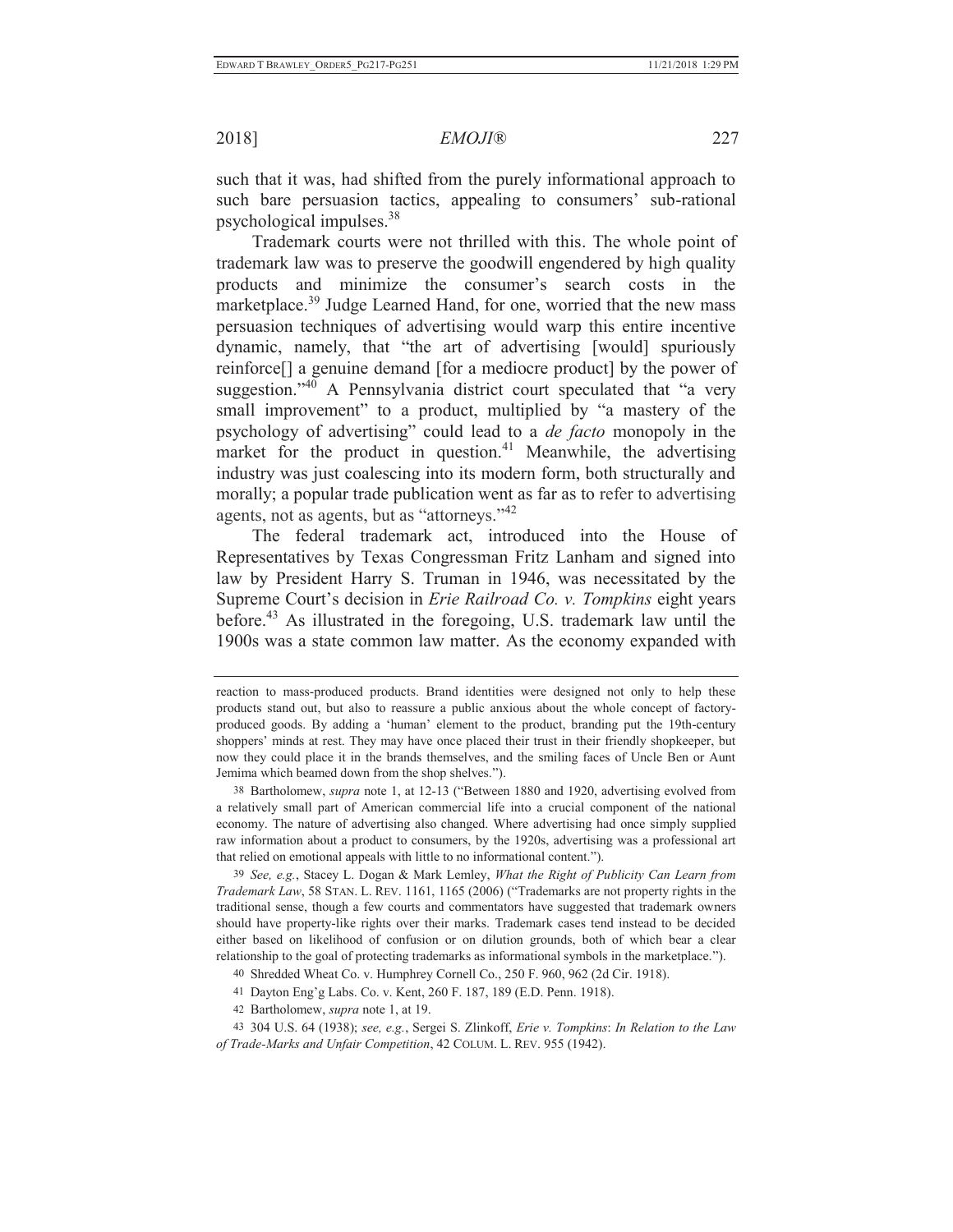such that it was, had shifted from the purely informational approach to such bare persuasion tactics, appealing to consumers' sub-rational psychological impulses.[38]

Trademark courts were not thrilled with this. The whole point of trademark law was to preserve the goodwill engendered by high quality products and minimize the consumer's search costs in the marketplace.[39] Judge Learned Hand, for one, worried that the new mass persuasion techniques of advertising would warp this entire incentive dynamic, namely, that "the art of advertising [would] spuriously reinforce[] a genuine demand [for a mediocre product] by the power of suggestion."[40] A Pennsylvania district court speculated that "a very small improvement" to a product, multiplied by "a mastery of the psychology of advertising" could lead to a *de facto* monopoly in the market for the product in question.[41] Meanwhile, the advertising industry was just coalescing into its modern form, both structurally and morally; a popular trade publication went as far as to refer to advertising agents, not as agents, but as "attorneys."[42]

The federal trademark act, introduced into the House of Representatives by Texas Congressman Fritz Lanham and signed into law by President Harry S. Truman in 1946, was necessitated by the Supreme Court's decision in *Erie Railroad Co. v. Tompkins* eight years before.[43] As illustrated in the foregoing, U.S. trademark law until the 1900s was a state common law matter. As the economy expanded with

---

reaction to mass-produced products. Brand identities were designed not only to help these products stand out, but also to reassure a public anxious about the whole concept of factory-produced goods. By adding a 'human' element to the product, branding put the 19th-century shoppers' minds at rest. They may have once placed their trust in their friendly shopkeeper, but now they could place it in the brands themselves, and the smiling faces of Uncle Ben or Aunt Jemima which beamed down from the shop shelves.").

38 Bartholomew, *supra* note 1, at 12-13 ("Between 1880 and 1920, advertising evolved from a relatively small part of American commercial life into a crucial component of the national economy. The nature of advertising also changed. Where advertising had once simply supplied raw information about a product to consumers, by the 1920s, advertising was a professional art that relied on emotional appeals with little to no informational content.").

39 *See, e.g.*, Stacey L. Dogan & Mark Lemley, *What the Right of Publicity Can Learn from Trademark Law*, 58 STAN. L. REV. 1161, 1165 (2006) ("Trademarks are not property rights in the traditional sense, though a few courts and commentators have suggested that trademark owners should have property-like rights over their marks. Trademark cases tend instead to be decided either based on likelihood of confusion or on dilution grounds, both of which bear a clear relationship to the goal of protecting trademarks as informational symbols in the marketplace.").

40 Shredded Wheat Co. v. Humphrey Cornell Co., 250 F. 960, 962 (2d Cir. 1918).

41 Dayton Eng'g Labs. Co. v. Kent, 260 F. 187, 189 (E.D. Penn. 1918).

42 Bartholomew, *supra* note 1, at 19.

43 304 U.S. 64 (1938); *see, e.g.*, Sergei S. Zlinkoff, *Erie v. Tompkins*: *In Relation to the Law of Trade-Marks and Unfair Competition*, 42 COLUM. L. REV. 955 (1942).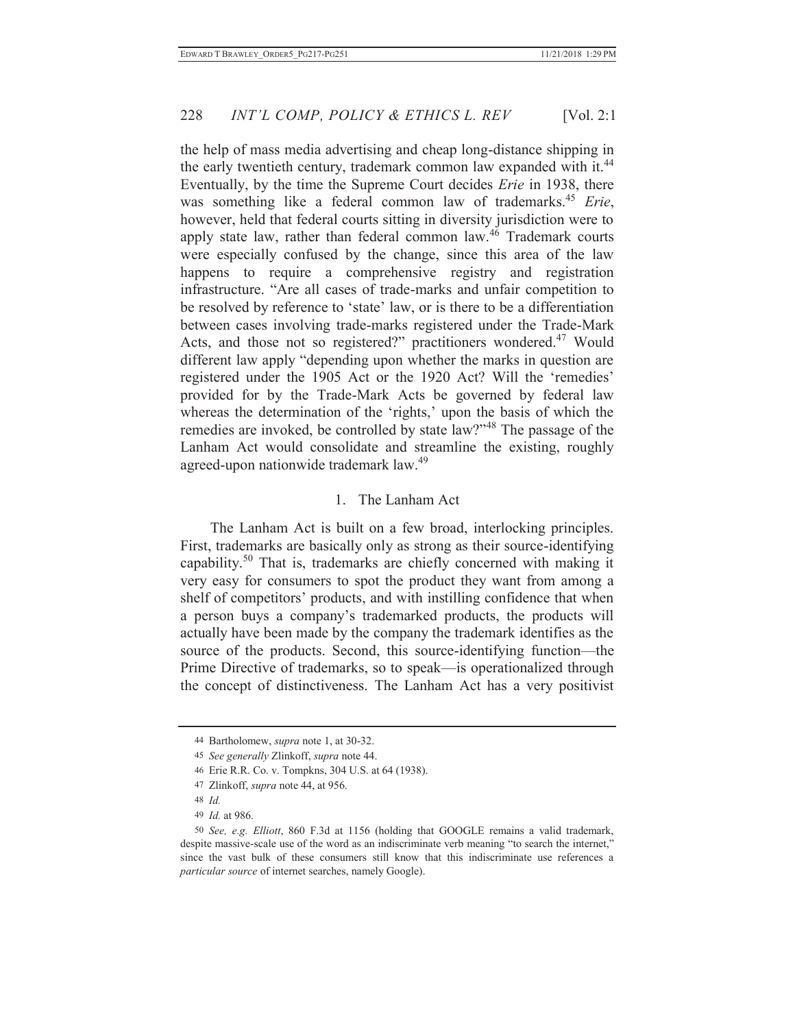the help of mass media advertising and cheap long-distance shipping in the early twentieth century, trademark common law expanded with it.[44] Eventually, by the time the Supreme Court decides *Erie* in 1938, there was something like a federal common law of trademarks.[45] *Erie*, however, held that federal courts sitting in diversity jurisdiction were to apply state law, rather than federal common law.[46] Trademark courts were especially confused by the change, since this area of the law happens to require a comprehensive registry and registration infrastructure. "Are all cases of trade-marks and unfair competition to be resolved by reference to 'state' law, or is there to be a differentiation between cases involving trade-marks registered under the Trade-Mark Acts, and those not so registered?" practitioners wondered.[47] Would different law apply "depending upon whether the marks in question are registered under the 1905 Act or the 1920 Act? Will the 'remedies' provided for by the Trade-Mark Acts be governed by federal law whereas the determination of the 'rights,' upon the basis of which the remedies are invoked, be controlled by state law?"[48] The passage of the Lanham Act would consolidate and streamline the existing, roughly agreed-upon nationwide trademark law.[49]

### 1. The Lanham Act

The Lanham Act is built on a few broad, interlocking principles. First, trademarks are basically only as strong as their source-identifying capability.[50] That is, trademarks are chiefly concerned with making it very easy for consumers to spot the product they want from among a shelf of competitors' products, and with instilling confidence that when a person buys a company's trademarked products, the products will actually have been made by the company the trademark identifies as the source of the products. Second, this source-identifying function—the Prime Directive of trademarks, so to speak—is operationalized through the concept of distinctiveness. The Lanham Act has a very positivist

---

44 Bartholomew, *supra* note 1, at 30-32.

45 *See generally* Zlinkoff, *supra* note 44.

46 Erie R.R. Co. v. Tompkns, 304 U.S. at 64 (1938).

47 Zlinkoff, *supra* note 44, at 956.

48 *Id.*

49 *Id.* at 986.

50 *See, e.g. Elliott*, 860 F.3d at 1156 (holding that GOOGLE remains a valid trademark, despite massive-scale use of the word as an indiscriminate verb meaning "to search the internet," since the vast bulk of these consumers still know that this indiscriminate use references a *particular source* of internet searches, namely Google).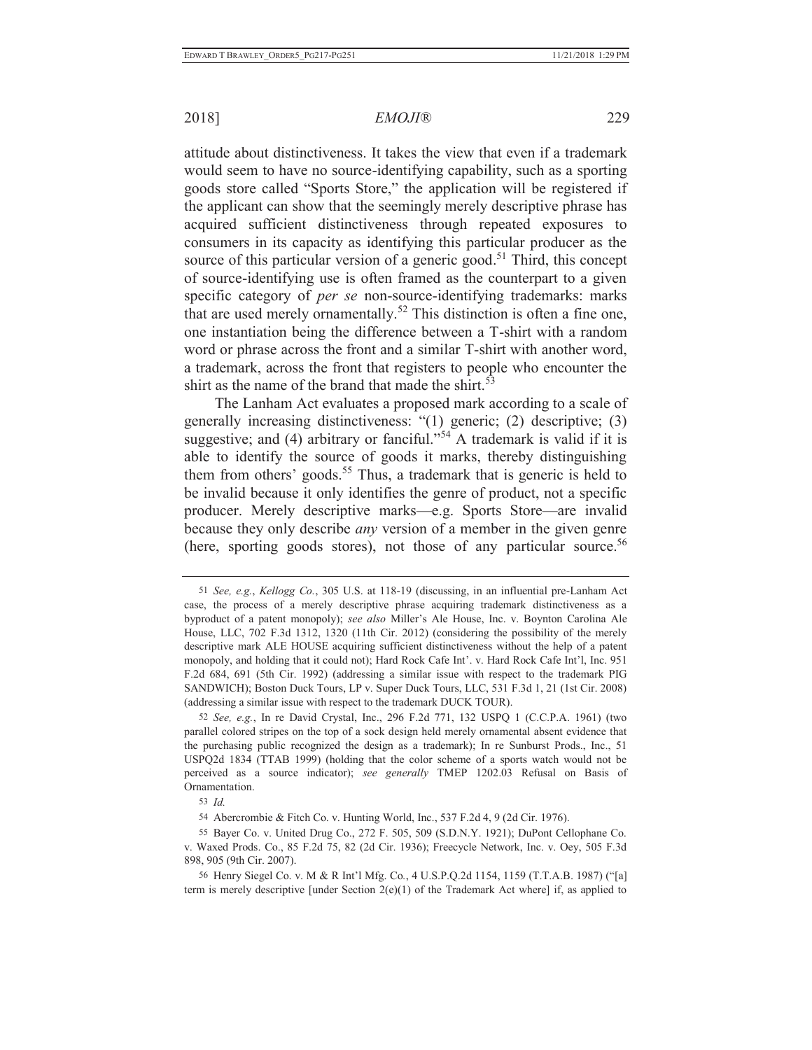attitude about distinctiveness. It takes the view that even if a trademark would seem to have no source-identifying capability, such as a sporting goods store called "Sports Store," the application will be registered if the applicant can show that the seemingly merely descriptive phrase has acquired sufficient distinctiveness through repeated exposures to consumers in its capacity as identifying this particular producer as the source of this particular version of a generic good.[51] Third, this concept of source-identifying use is often framed as the counterpart to a given specific category of *per se* non-source-identifying trademarks: marks that are used merely ornamentally.[52] This distinction is often a fine one, one instantiation being the difference between a T-shirt with a random word or phrase across the front and a similar T-shirt with another word, a trademark, across the front that registers to people who encounter the shirt as the name of the brand that made the shirt.[53]

The Lanham Act evaluates a proposed mark according to a scale of generally increasing distinctiveness: "(1) generic; (2) descriptive; (3) suggestive; and (4) arbitrary or fanciful."[54] A trademark is valid if it is able to identify the source of goods it marks, thereby distinguishing them from others' goods.[55] Thus, a trademark that is generic is held to be invalid because it only identifies the genre of product, not a specific producer. Merely descriptive marks—e.g. Sports Store—are invalid because they only describe *any* version of a member in the given genre (here, sporting goods stores), not those of any particular source.[56]

---

51 *See, e.g.*, *Kellogg Co.*, 305 U.S. at 118-19 (discussing, in an influential pre-Lanham Act case, the process of a merely descriptive phrase acquiring trademark distinctiveness as a byproduct of a patent monopoly); *see also* Miller's Ale House, Inc. v. Boynton Carolina Ale House, LLC, 702 F.3d 1312, 1320 (11th Cir. 2012) (considering the possibility of the merely descriptive mark ALE HOUSE acquiring sufficient distinctiveness without the help of a patent monopoly, and holding that it could not); Hard Rock Cafe Int'. v. Hard Rock Cafe Int'l, Inc. 951 F.2d 684, 691 (5th Cir. 1992) (addressing a similar issue with respect to the trademark PIG SANDWICH); Boston Duck Tours, LP v. Super Duck Tours, LLC, 531 F.3d 1, 21 (1st Cir. 2008) (addressing a similar issue with respect to the trademark DUCK TOUR).

52 *See, e.g.*, In re David Crystal, Inc., 296 F.2d 771, 132 USPQ 1 (C.C.P.A. 1961) (two parallel colored stripes on the top of a sock design held merely ornamental absent evidence that the purchasing public recognized the design as a trademark); In re Sunburst Prods., Inc., 51 USPQ2d 1834 (TTAB 1999) (holding that the color scheme of a sports watch would not be perceived as a source indicator); *see generally* TMEP 1202.03 Refusal on Basis of Ornamentation.

53 *Id.*

54 Abercrombie & Fitch Co. v. Hunting World, Inc., 537 F.2d 4, 9 (2d Cir. 1976).

55 Bayer Co. v. United Drug Co., 272 F. 505, 509 (S.D.N.Y. 1921); DuPont Cellophane Co. v. Waxed Prods. Co., 85 F.2d 75, 82 (2d Cir. 1936); Freecycle Network, Inc. v. Oey, 505 F.3d 898, 905 (9th Cir. 2007).

56 Henry Siegel Co. v. M & R Int'l Mfg. Co., 4 U.S.P.Q.2d 1154, 1159 (T.T.A.B. 1987) ("[a] term is merely descriptive [under Section 2(e)(1) of the Trademark Act where] if, as applied to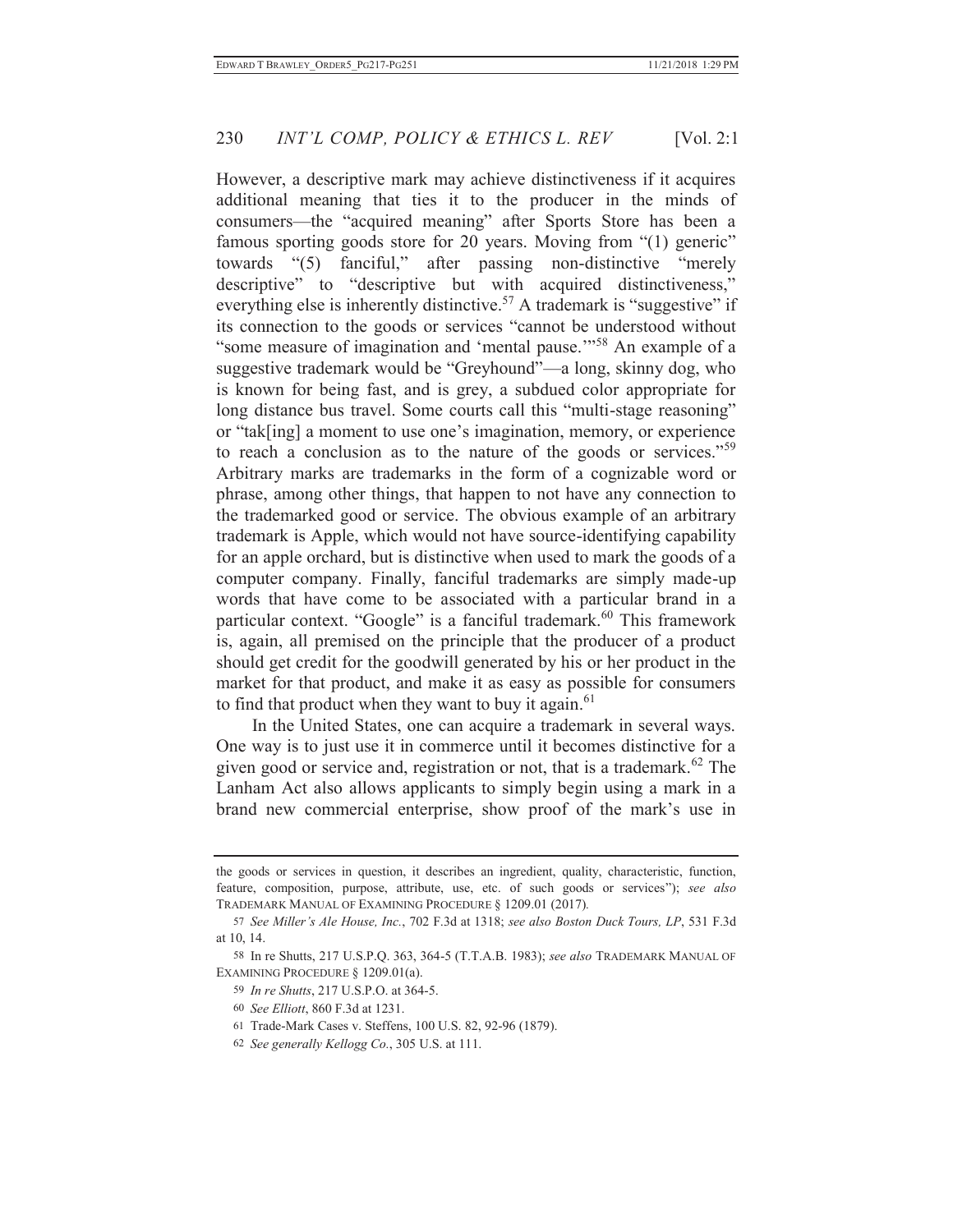However, a descriptive mark may achieve distinctiveness if it acquires additional meaning that ties it to the producer in the minds of consumers—the "acquired meaning" after Sports Store has been a famous sporting goods store for 20 years. Moving from "(1) generic" towards "(5) fanciful," after passing non-distinctive "merely descriptive" to "descriptive but with acquired distinctiveness," everything else is inherently distinctive.[57] A trademark is "suggestive" if its connection to the goods or services "cannot be understood without "some measure of imagination and 'mental pause.'"[58] An example of a suggestive trademark would be "Greyhound"—a long, skinny dog, who is known for being fast, and is grey, a subdued color appropriate for long distance bus travel. Some courts call this "multi-stage reasoning" or "tak[ing] a moment to use one's imagination, memory, or experience to reach a conclusion as to the nature of the goods or services."[59] Arbitrary marks are trademarks in the form of a cognizable word or phrase, among other things, that happen to not have any connection to the trademarked good or service. The obvious example of an arbitrary trademark is Apple, which would not have source-identifying capability for an apple orchard, but is distinctive when used to mark the goods of a computer company. Finally, fanciful trademarks are simply made-up words that have come to be associated with a particular brand in a particular context. "Google" is a fanciful trademark.[60] This framework is, again, all premised on the principle that the producer of a product should get credit for the goodwill generated by his or her product in the market for that product, and make it as easy as possible for consumers to find that product when they want to buy it again.[61]

In the United States, one can acquire a trademark in several ways. One way is to just use it in commerce until it becomes distinctive for a given good or service and, registration or not, that is a trademark.[62] The Lanham Act also allows applicants to simply begin using a mark in a brand new commercial enterprise, show proof of the mark's use in

---

the goods or services in question, it describes an ingredient, quality, characteristic, function, feature, composition, purpose, attribute, use, etc. of such goods or services"); *see also* TRADEMARK MANUAL OF EXAMINING PROCEDURE § 1209.01 (2017).

57 *See Miller's Ale House, Inc.*, 702 F.3d at 1318; *see also Boston Duck Tours, LP*, 531 F.3d at 10, 14.

58 In re Shutts, 217 U.S.P.Q. 363, 364-5 (T.T.A.B. 1983); *see also* TRADEMARK MANUAL OF EXAMINING PROCEDURE § 1209.01(a).

59 *In re Shutts*, 217 U.S.P.O. at 364-5.

60 *See Elliott*, 860 F.3d at 1231.

61 Trade-Mark Cases v. Steffens, 100 U.S. 82, 92-96 (1879).

62 *See generally Kellogg Co.*, 305 U.S. at 111.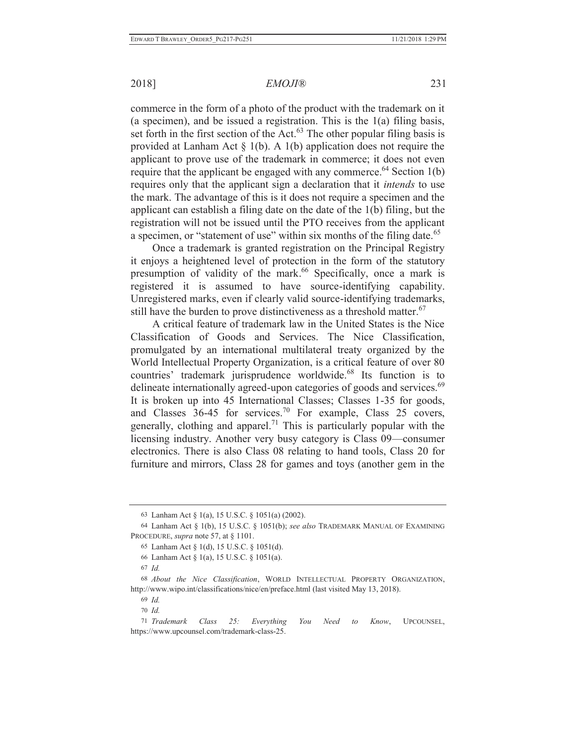commerce in the form of a photo of the product with the trademark on it (a specimen), and be issued a registration. This is the 1(a) filing basis, set forth in the first section of the Act.[63] The other popular filing basis is provided at Lanham Act § 1(b). A 1(b) application does not require the applicant to prove use of the trademark in commerce; it does not even require that the applicant be engaged with any commerce.[64] Section 1(b) requires only that the applicant sign a declaration that it *intends* to use the mark. The advantage of this is it does not require a specimen and the applicant can establish a filing date on the date of the 1(b) filing, but the registration will not be issued until the PTO receives from the applicant a specimen, or "statement of use" within six months of the filing date.[65]

Once a trademark is granted registration on the Principal Registry it enjoys a heightened level of protection in the form of the statutory presumption of validity of the mark.[66] Specifically, once a mark is registered it is assumed to have source-identifying capability. Unregistered marks, even if clearly valid source-identifying trademarks, still have the burden to prove distinctiveness as a threshold matter.[67]

A critical feature of trademark law in the United States is the Nice Classification of Goods and Services. The Nice Classification, promulgated by an international multilateral treaty organized by the World Intellectual Property Organization, is a critical feature of over 80 countries' trademark jurisprudence worldwide.[68] Its function is to delineate internationally agreed-upon categories of goods and services.[69] It is broken up into 45 International Classes; Classes 1-35 for goods, and Classes 36-45 for services.[70] For example, Class 25 covers, generally, clothing and apparel.[71] This is particularly popular with the licensing industry. Another very busy category is Class 09—consumer electronics. There is also Class 08 relating to hand tools, Class 20 for furniture and mirrors, Class 28 for games and toys (another gem in the

---

63 Lanham Act § 1(a), 15 U.S.C. § 1051(a) (2002).

64 Lanham Act § 1(b), 15 U.S.C. § 1051(b); *see also* TRADEMARK MANUAL OF EXAMINING PROCEDURE, *supra* note 57, at § 1101.

65 Lanham Act § 1(d), 15 U.S.C. § 1051(d).

66 Lanham Act § 1(a), 15 U.S.C. § 1051(a).

67 *Id.*

68 *About the Nice Classification*, WORLD INTELLECTUAL PROPERTY ORGANIZATION, http://www.wipo.int/classifications/nice/en/preface.html (last visited May 13, 2018).

69 *Id.*

70 *Id.*

71 *Trademark Class 25: Everything You Need to Know*, UPCOUNSEL, https://www.upcounsel.com/trademark-class-25.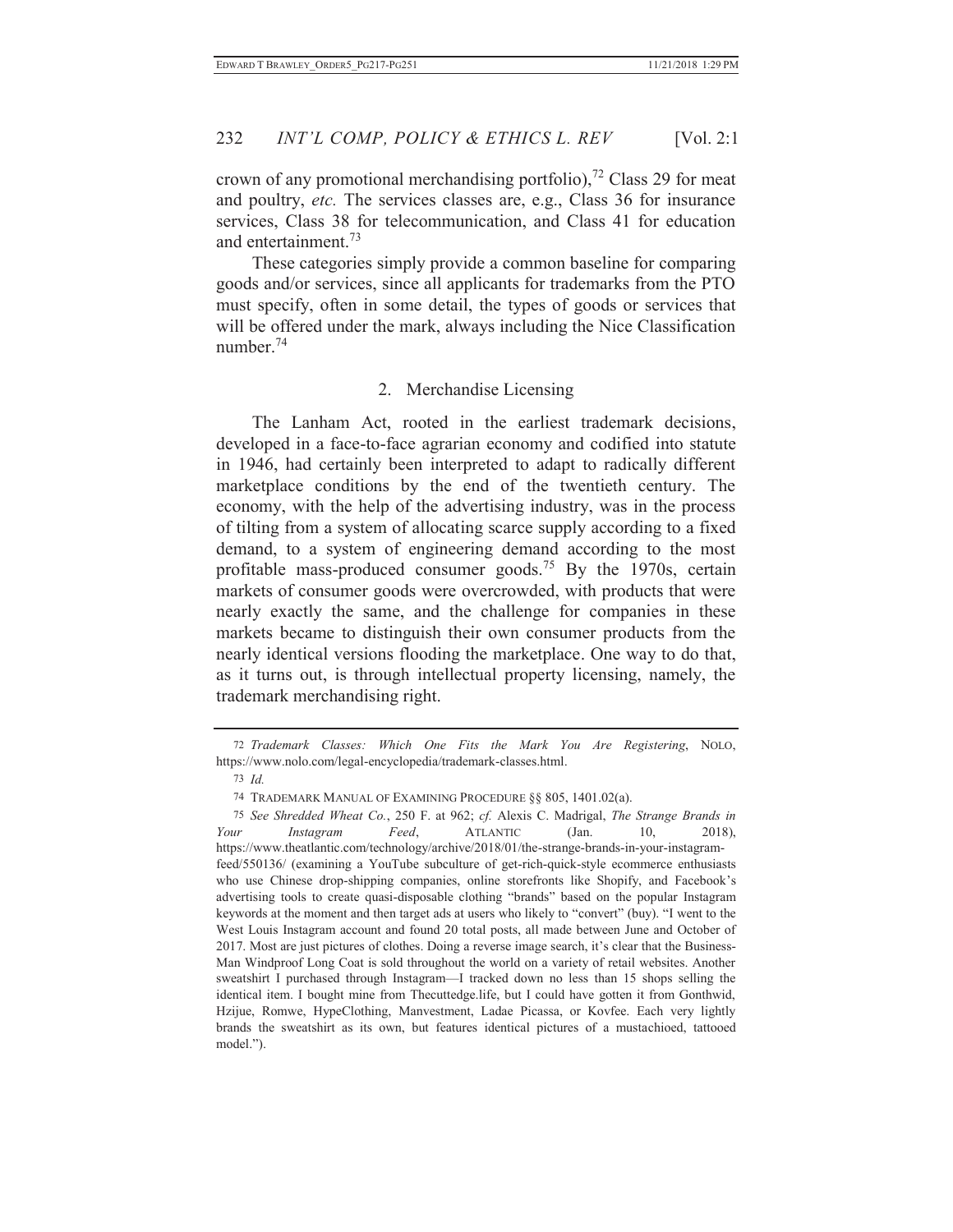crown of any promotional merchandising portfolio),[72] Class 29 for meat and poultry, *etc.* The services classes are, e.g., Class 36 for insurance services, Class 38 for telecommunication, and Class 41 for education and entertainment.[73]

These categories simply provide a common baseline for comparing goods and/or services, since all applicants for trademarks from the PTO must specify, often in some detail, the types of goods or services that will be offered under the mark, always including the Nice Classification number.[74]

### 2. Merchandise Licensing

The Lanham Act, rooted in the earliest trademark decisions, developed in a face-to-face agrarian economy and codified into statute in 1946, had certainly been interpreted to adapt to radically different marketplace conditions by the end of the twentieth century. The economy, with the help of the advertising industry, was in the process of tilting from a system of allocating scarce supply according to a fixed demand, to a system of engineering demand according to the most profitable mass-produced consumer goods.[75] By the 1970s, certain markets of consumer goods were overcrowded, with products that were nearly exactly the same, and the challenge for companies in these markets became to distinguish their own consumer products from the nearly identical versions flooding the marketplace. One way to do that, as it turns out, is through intellectual property licensing, namely, the trademark merchandising right.

---

72 *Trademark Classes: Which One Fits the Mark You Are Registering*, NOLO, https://www.nolo.com/legal-encyclopedia/trademark-classes.html.

73 *Id.*

74 TRADEMARK MANUAL OF EXAMINING PROCEDURE §§ 805, 1401.02(a).

75 *See Shredded Wheat Co.*, 250 F. at 962; *cf.* Alexis C. Madrigal, *The Strange Brands in Your Instagram Feed*, ATLANTIC (Jan. 10, 2018), https://www.theatlantic.com/technology/archive/2018/01/the-strange-brands-in-your-instagram-feed/550136/ (examining a YouTube subculture of get-rich-quick-style ecommerce enthusiasts who use Chinese drop-shipping companies, online storefronts like Shopify, and Facebook's advertising tools to create quasi-disposable clothing "brands" based on the popular Instagram keywords at the moment and then target ads at users who likely to "convert" (buy). "I went to the West Louis Instagram account and found 20 total posts, all made between June and October of 2017. Most are just pictures of clothes. Doing a reverse image search, it's clear that the Business-Man Windproof Long Coat is sold throughout the world on a variety of retail websites. Another sweatshirt I purchased through Instagram—I tracked down no less than 15 shops selling the identical item. I bought mine from Thecuttedge.life, but I could have gotten it from Gonthwid, Hzijue, Romwe, HypeClothing, Manvestment, Ladae Picassa, or Kovfee. Each very lightly brands the sweatshirt as its own, but features identical pictures of a mustachioed, tattooed model.").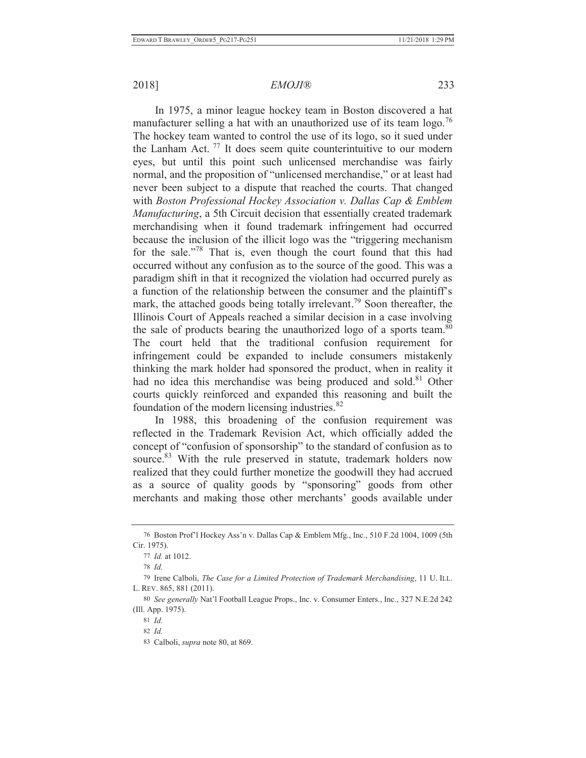In 1975, a minor league hockey team in Boston discovered a hat manufacturer selling a hat with an unauthorized use of its team logo.[76] The hockey team wanted to control the use of its logo, so it sued under the Lanham Act. [77] It does seem quite counterintuitive to our modern eyes, but until this point such unlicensed merchandise was fairly normal, and the proposition of "unlicensed merchandise," or at least had never been subject to a dispute that reached the courts. That changed with *Boston Professional Hockey Association v. Dallas Cap & Emblem Manufacturing*, a 5th Circuit decision that essentially created trademark merchandising when it found trademark infringement had occurred because the inclusion of the illicit logo was the "triggering mechanism for the sale."[78] That is, even though the court found that this had occurred without any confusion as to the source of the good. This was a paradigm shift in that it recognized the violation had occurred purely as a function of the relationship between the consumer and the plaintiff's mark, the attached goods being totally irrelevant.[79] Soon thereafter, the Illinois Court of Appeals reached a similar decision in a case involving the sale of products bearing the unauthorized logo of a sports team.[80] The court held that the traditional confusion requirement for infringement could be expanded to include consumers mistakenly thinking the mark holder had sponsored the product, when in reality it had no idea this merchandise was being produced and sold.[81] Other courts quickly reinforced and expanded this reasoning and built the foundation of the modern licensing industries.[82]

In 1988, this broadening of the confusion requirement was reflected in the Trademark Revision Act, which officially added the concept of "confusion of sponsorship" to the standard of confusion as to source.[83] With the rule preserved in statute, trademark holders now realized that they could further monetize the goodwill they had accrued as a source of quality goods by "sponsoring" goods from other merchants and making those other merchants' goods available under

---

76 Boston Prof'l Hockey Ass'n v. Dallas Cap & Emblem Mfg., Inc., 510 F.2d 1004, 1009 (5th Cir. 1975).

77 *Id.* at 1012.

78 *Id.*

79 Irene Calboli, *The Case for a Limited Protection of Trademark Merchandising*, 11 U. ILL. L. REV. 865, 881 (2011).

80 *See generally* Nat'l Football League Props., Inc. v. Consumer Enters., Inc., 327 N.E.2d 242 (Ill. App. 1975).

81 *Id.*

82 *Id.*

83 Calboli, *supra* note 80, at 869.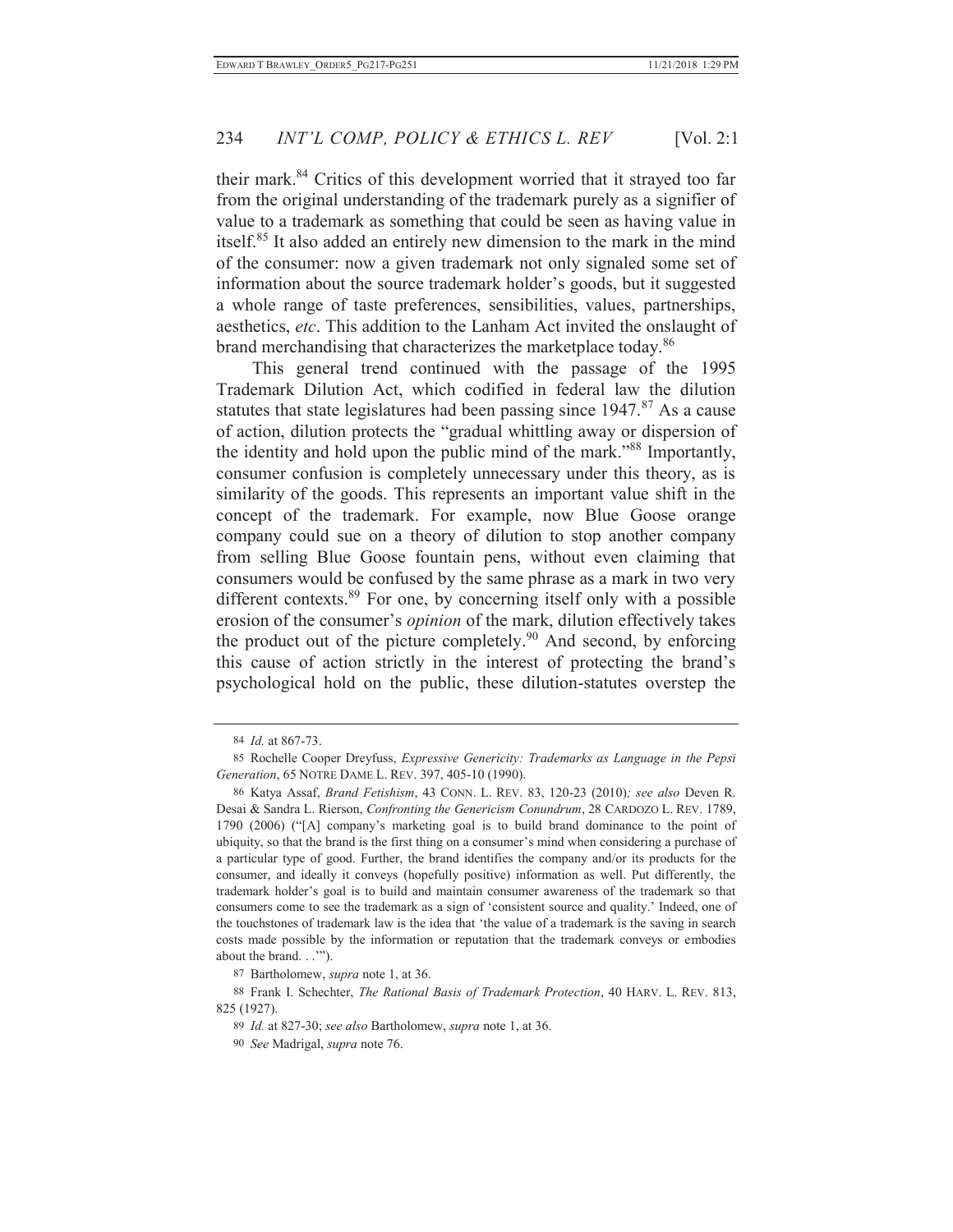their mark.[84] Critics of this development worried that it strayed too far from the original understanding of the trademark purely as a signifier of value to a trademark as something that could be seen as having value in itself.[85] It also added an entirely new dimension to the mark in the mind of the consumer: now a given trademark not only signaled some set of information about the source trademark holder's goods, but it suggested a whole range of taste preferences, sensibilities, values, partnerships, aesthetics, *etc*. This addition to the Lanham Act invited the onslaught of brand merchandising that characterizes the marketplace today.[86]

This general trend continued with the passage of the 1995 Trademark Dilution Act, which codified in federal law the dilution statutes that state legislatures had been passing since 1947.[87] As a cause of action, dilution protects the "gradual whittling away or dispersion of the identity and hold upon the public mind of the mark."[88] Importantly, consumer confusion is completely unnecessary under this theory, as is similarity of the goods. This represents an important value shift in the concept of the trademark. For example, now Blue Goose orange company could sue on a theory of dilution to stop another company from selling Blue Goose fountain pens, without even claiming that consumers would be confused by the same phrase as a mark in two very different contexts.[89] For one, by concerning itself only with a possible erosion of the consumer's *opinion* of the mark, dilution effectively takes the product out of the picture completely.[90] And second, by enforcing this cause of action strictly in the interest of protecting the brand's psychological hold on the public, these dilution-statutes overstep the

---

84 *Id.* at 867-73.

85 Rochelle Cooper Dreyfuss, *Expressive Genericity: Trademarks as Language in the Pepsi Generation*, 65 NOTRE DAME L. REV. 397, 405-10 (1990).

86 Katya Assaf, *Brand Fetishism*, 43 CONN. L. REV. 83, 120-23 (2010)*; see also* Deven R. Desai & Sandra L. Rierson, *Confronting the Genericism Conundrum*, 28 CARDOZO L. REV. 1789, 1790 (2006) ("[A] company's marketing goal is to build brand dominance to the point of ubiquity, so that the brand is the first thing on a consumer's mind when considering a purchase of a particular type of good. Further, the brand identifies the company and/or its products for the consumer, and ideally it conveys (hopefully positive) information as well. Put differently, the trademark holder's goal is to build and maintain consumer awareness of the trademark so that consumers come to see the trademark as a sign of 'consistent source and quality.' Indeed, one of the touchstones of trademark law is the idea that 'the value of a trademark is the saving in search costs made possible by the information or reputation that the trademark conveys or embodies about the brand. . .'").

87 Bartholomew, *supra* note 1, at 36.

88 Frank I. Schechter, *The Rational Basis of Trademark Protection*, 40 HARV. L. REV. 813, 825 (1927).

89 *Id.* at 827-30; *see also* Bartholomew, *supra* note 1, at 36.

90 *See* Madrigal, *supra* note 76.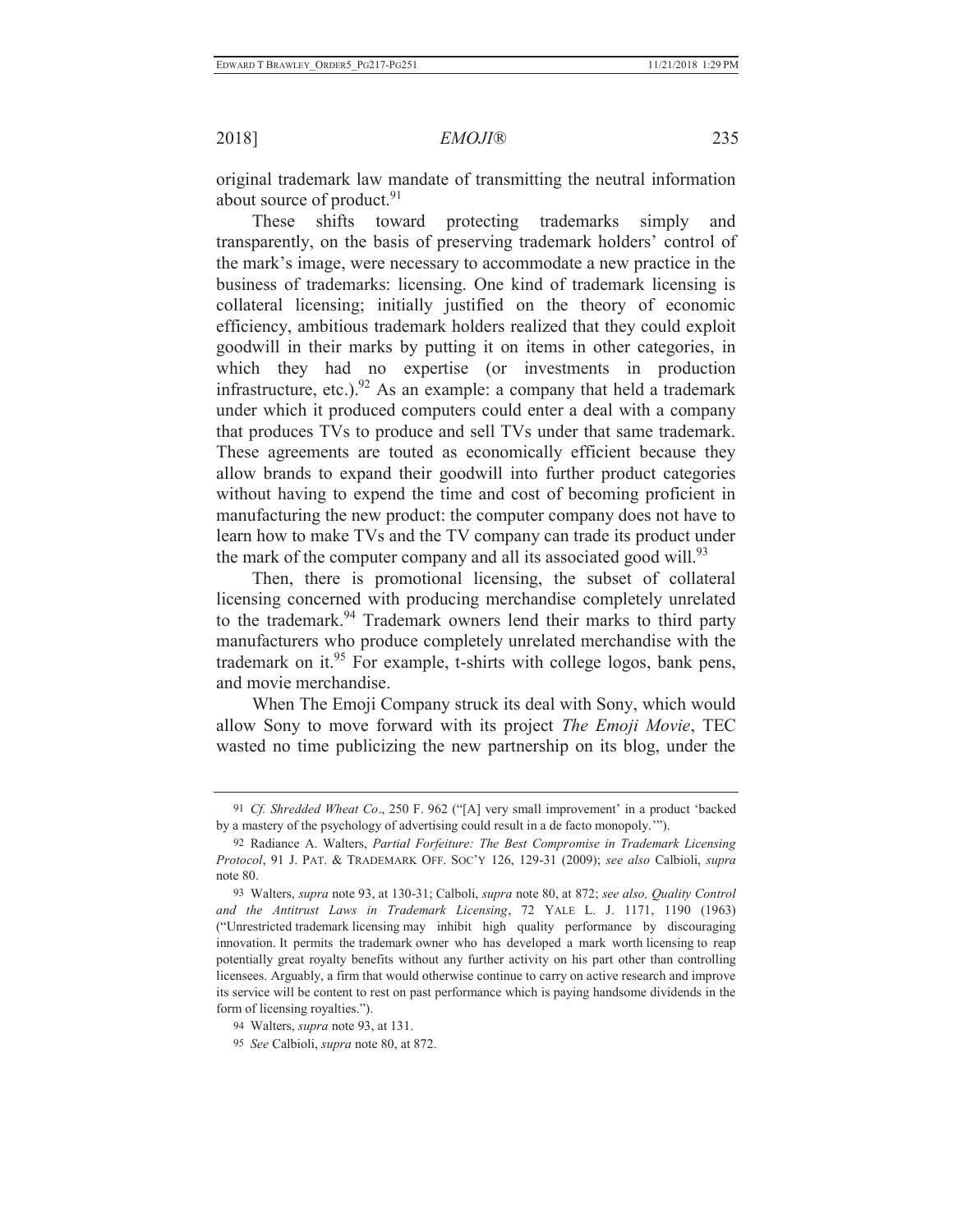original trademark law mandate of transmitting the neutral information about source of product.[91]

These shifts toward protecting trademarks simply and transparently, on the basis of preserving trademark holders' control of the mark's image, were necessary to accommodate a new practice in the business of trademarks: licensing. One kind of trademark licensing is collateral licensing; initially justified on the theory of economic efficiency, ambitious trademark holders realized that they could exploit goodwill in their marks by putting it on items in other categories, in which they had no expertise (or investments in production infrastructure, etc.).[92] As an example: a company that held a trademark under which it produced computers could enter a deal with a company that produces TVs to produce and sell TVs under that same trademark. These agreements are touted as economically efficient because they allow brands to expand their goodwill into further product categories without having to expend the time and cost of becoming proficient in manufacturing the new product: the computer company does not have to learn how to make TVs and the TV company can trade its product under the mark of the computer company and all its associated good will.[93]

Then, there is promotional licensing, the subset of collateral licensing concerned with producing merchandise completely unrelated to the trademark.[94] Trademark owners lend their marks to third party manufacturers who produce completely unrelated merchandise with the trademark on it.[95] For example, t-shirts with college logos, bank pens, and movie merchandise.

When The Emoji Company struck its deal with Sony, which would allow Sony to move forward with its project *The Emoji Movie*, TEC wasted no time publicizing the new partnership on its blog, under the

---

91 *Cf. Shredded Wheat Co*., 250 F. 962 ("[A] very small improvement' in a product 'backed by a mastery of the psychology of advertising could result in a de facto monopoly.'").

92 Radiance A. Walters, *Partial Forfeiture: The Best Compromise in Trademark Licensing Protocol*, 91 J. PAT. & TRADEMARK OFF. SOC'Y 126, 129-31 (2009); *see also* Calbioli, *supra* note 80.

93 Walters, *supra* note 93, at 130-31; Calboli, *supra* note 80, at 872; *see also, Quality Control and the Antitrust Laws in Trademark Licensing*, 72 YALE L. J. 1171, 1190 (1963) ("Unrestricted trademark licensing may inhibit high quality performance by discouraging innovation. It permits the trademark owner who has developed a mark worth licensing to reap potentially great royalty benefits without any further activity on his part other than controlling licensees. Arguably, a firm that would otherwise continue to carry on active research and improve its service will be content to rest on past performance which is paying handsome dividends in the form of licensing royalties.").

94 Walters, *supra* note 93, at 131.

95 *See* Calbioli, *supra* note 80, at 872.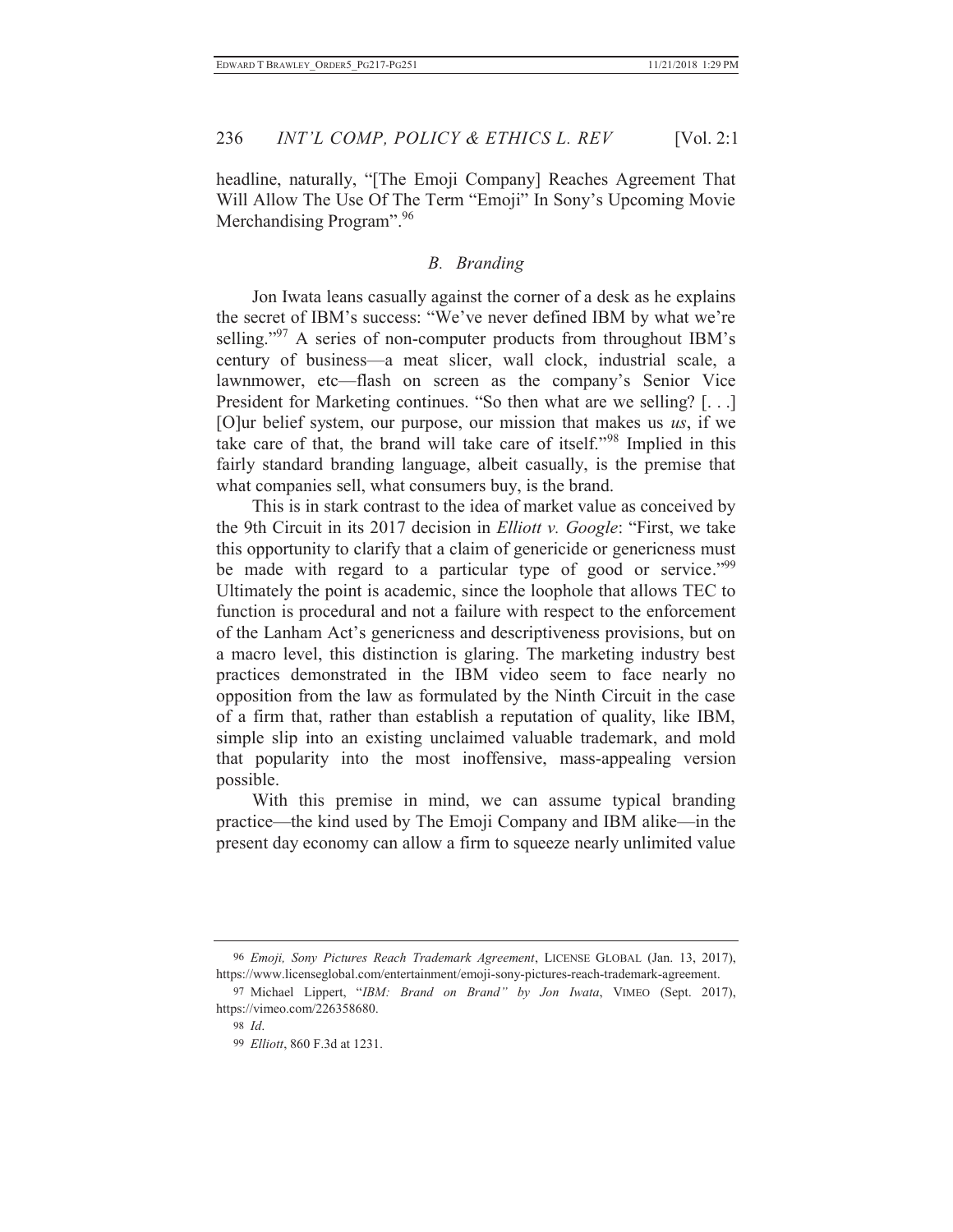headline, naturally, "[The Emoji Company] Reaches Agreement That Will Allow The Use Of The Term "Emoji" In Sony's Upcoming Movie Merchandising Program".[96]

### *B. Branding*

Jon Iwata leans casually against the corner of a desk as he explains the secret of IBM's success: "We've never defined IBM by what we're selling."[97] A series of non-computer products from throughout IBM's century of business—a meat slicer, wall clock, industrial scale, a lawnmower, etc—flash on screen as the company's Senior Vice President for Marketing continues. "So then what are we selling? [. . .] [O]ur belief system, our purpose, our mission that makes us *us*, if we take care of that, the brand will take care of itself."[98] Implied in this fairly standard branding language, albeit casually, is the premise that what companies sell, what consumers buy, is the brand.

This is in stark contrast to the idea of market value as conceived by the 9th Circuit in its 2017 decision in *Elliott v. Google*: "First, we take this opportunity to clarify that a claim of genericide or genericness must be made with regard to a particular type of good or service."[99] Ultimately the point is academic, since the loophole that allows TEC to function is procedural and not a failure with respect to the enforcement of the Lanham Act's genericness and descriptiveness provisions, but on a macro level, this distinction is glaring. The marketing industry best practices demonstrated in the IBM video seem to face nearly no opposition from the law as formulated by the Ninth Circuit in the case of a firm that, rather than establish a reputation of quality, like IBM, simple slip into an existing unclaimed valuable trademark, and mold that popularity into the most inoffensive, mass-appealing version possible.

With this premise in mind, we can assume typical branding practice—the kind used by The Emoji Company and IBM alike—in the present day economy can allow a firm to squeeze nearly unlimited value

---

96 *Emoji, Sony Pictures Reach Trademark Agreement*, LICENSE GLOBAL (Jan. 13, 2017), https://www.licenseglobal.com/entertainment/emoji-sony-pictures-reach-trademark-agreement.

97 Michael Lippert, "*IBM: Brand on Brand" by Jon Iwata*, VIMEO (Sept. 2017), https://vimeo.com/226358680.

98 *Id*.

99 *Elliott*, 860 F.3d at 1231.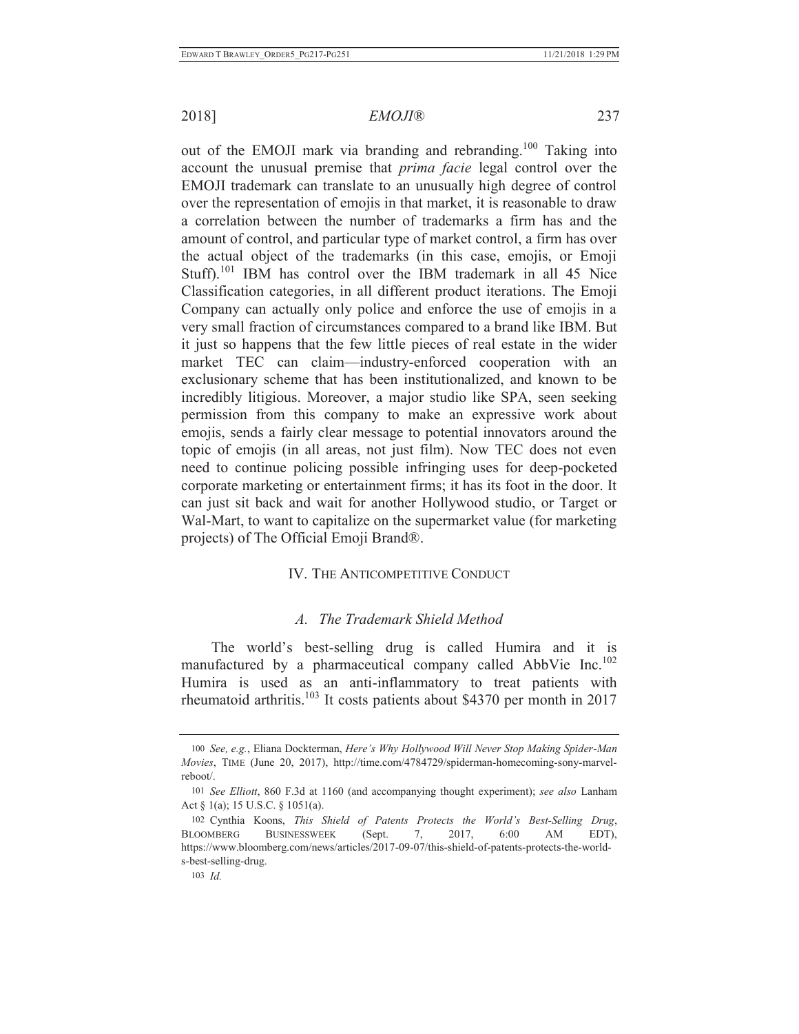out of the EMOJI mark via branding and rebranding.[100] Taking into account the unusual premise that *prima facie* legal control over the EMOJI trademark can translate to an unusually high degree of control over the representation of emojis in that market, it is reasonable to draw a correlation between the number of trademarks a firm has and the amount of control, and particular type of market control, a firm has over the actual object of the trademarks (in this case, emojis, or Emoji Stuff).[101] IBM has control over the IBM trademark in all 45 Nice Classification categories, in all different product iterations. The Emoji Company can actually only police and enforce the use of emojis in a very small fraction of circumstances compared to a brand like IBM. But it just so happens that the few little pieces of real estate in the wider market TEC can claim—industry-enforced cooperation with an exclusionary scheme that has been institutionalized, and known to be incredibly litigious. Moreover, a major studio like SPA, seen seeking permission from this company to make an expressive work about emojis, sends a fairly clear message to potential innovators around the topic of emojis (in all areas, not just film). Now TEC does not even need to continue policing possible infringing uses for deep-pocketed corporate marketing or entertainment firms; it has its foot in the door. It can just sit back and wait for another Hollywood studio, or Target or Wal-Mart, to want to capitalize on the supermarket value (for marketing projects) of The Official Emoji Brand®.

## IV. The Anticompetitive Conduct

### *A. The Trademark Shield Method*

The world's best-selling drug is called Humira and it is manufactured by a pharmaceutical company called AbbVie Inc.[102] Humira is used as an anti-inflammatory to treat patients with rheumatoid arthritis.[103] It costs patients about $4370 per month in 2017

---

100 *See, e.g.*, Eliana Dockterman, *Here's Why Hollywood Will Never Stop Making Spider-Man Movies*, TIME (June 20, 2017), http://time.com/4784729/spiderman-homecoming-sony-marvel-reboot/.

101 *See Elliott*, 860 F.3d at 1160 (and accompanying thought experiment); *see also* Lanham Act § 1(a); 15 U.S.C. § 1051(a).

102 Cynthia Koons, *This Shield of Patents Protects the World's Best-Selling Drug*, BLOOMBERG BUSINESSWEEK (Sept. 7, 2017, 6:00 AM EDT), https://www.bloomberg.com/news/articles/2017-09-07/this-shield-of-patents-protects-the-worlds-best-selling-drug.

103 *Id.*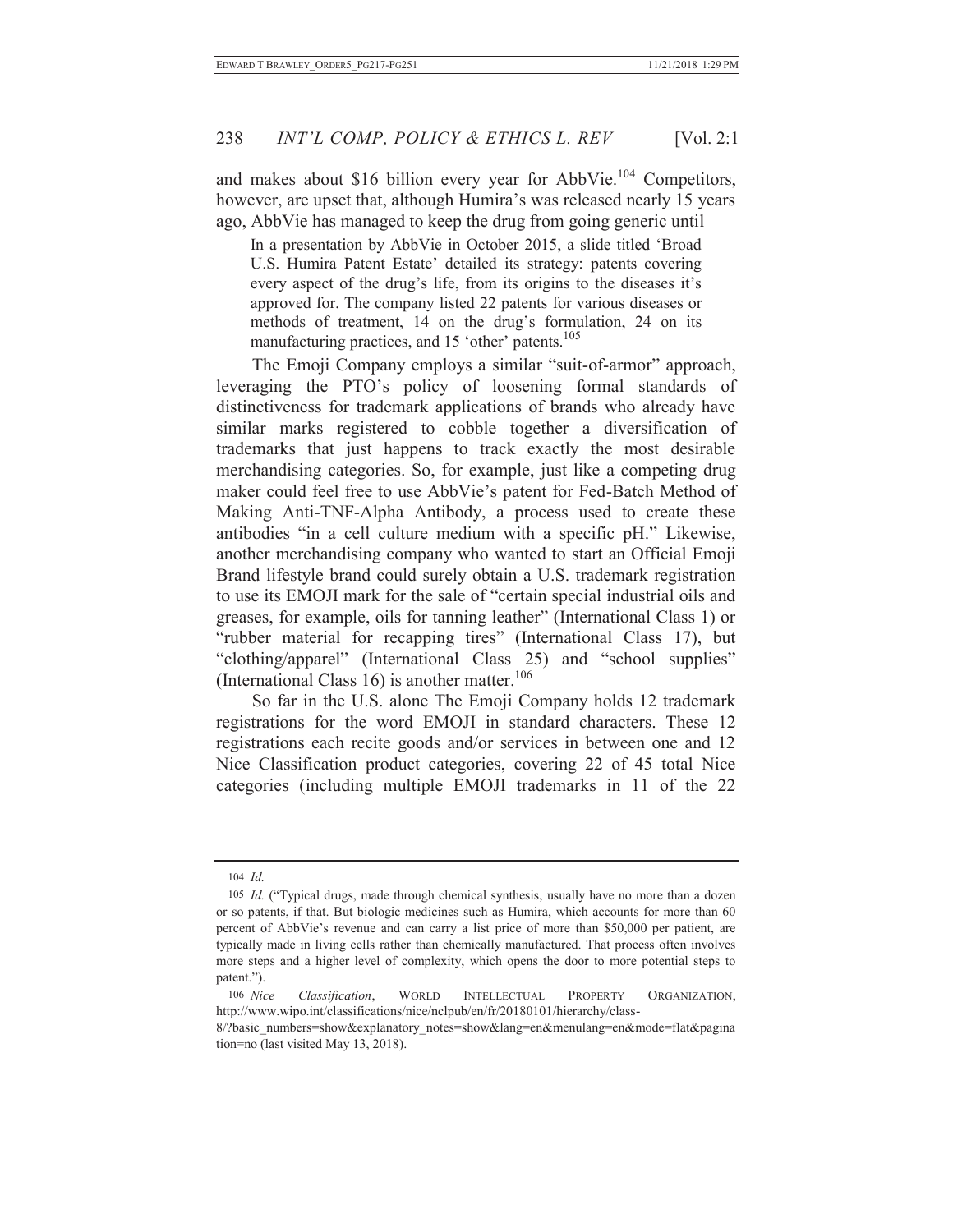and makes about $16 billion every year for AbbVie.[104] Competitors, however, are upset that, although Humira's was released nearly 15 years ago, AbbVie has managed to keep the drug from going generic until

> In a presentation by AbbVie in October 2015, a slide titled 'Broad U.S. Humira Patent Estate' detailed its strategy: patents covering every aspect of the drug's life, from its origins to the diseases it's approved for. The company listed 22 patents for various diseases or methods of treatment, 14 on the drug's formulation, 24 on its manufacturing practices, and 15 'other' patents.[105]

The Emoji Company employs a similar "suit-of-armor" approach, leveraging the PTO's policy of loosening formal standards of distinctiveness for trademark applications of brands who already have similar marks registered to cobble together a diversification of trademarks that just happens to track exactly the most desirable merchandising categories. So, for example, just like a competing drug maker could feel free to use AbbVie's patent for Fed-Batch Method of Making Anti-TNF-Alpha Antibody, a process used to create these antibodies "in a cell culture medium with a specific pH." Likewise, another merchandising company who wanted to start an Official Emoji Brand lifestyle brand could surely obtain a U.S. trademark registration to use its EMOJI mark for the sale of "certain special industrial oils and greases, for example, oils for tanning leather" (International Class 1) or "rubber material for recapping tires" (International Class 17), but "clothing/apparel" (International Class 25) and "school supplies" (International Class 16) is another matter.[106]

So far in the U.S. alone The Emoji Company holds 12 trademark registrations for the word EMOJI in standard characters. These 12 registrations each recite goods and/or services in between one and 12 Nice Classification product categories, covering 22 of 45 total Nice categories (including multiple EMOJI trademarks in 11 of the 22

---

104 *Id.*

105 *Id.* ("Typical drugs, made through chemical synthesis, usually have no more than a dozen or so patents, if that. But biologic medicines such as Humira, which accounts for more than 60 percent of AbbVie's revenue and can carry a list price of more than $50,000 per patient, are typically made in living cells rather than chemically manufactured. That process often involves more steps and a higher level of complexity, which opens the door to more potential steps to patent.").

106 *Nice Classification*, WORLD INTELLECTUAL PROPERTY ORGANIZATION, http://www.wipo.int/classifications/nice/nclpub/en/fr/20180101/hierarchy/class-8/?basic_numbers=show&explanatory_notes=show&lang=en&menulang=en&mode=flat&pagination=no (last visited May 13, 2018).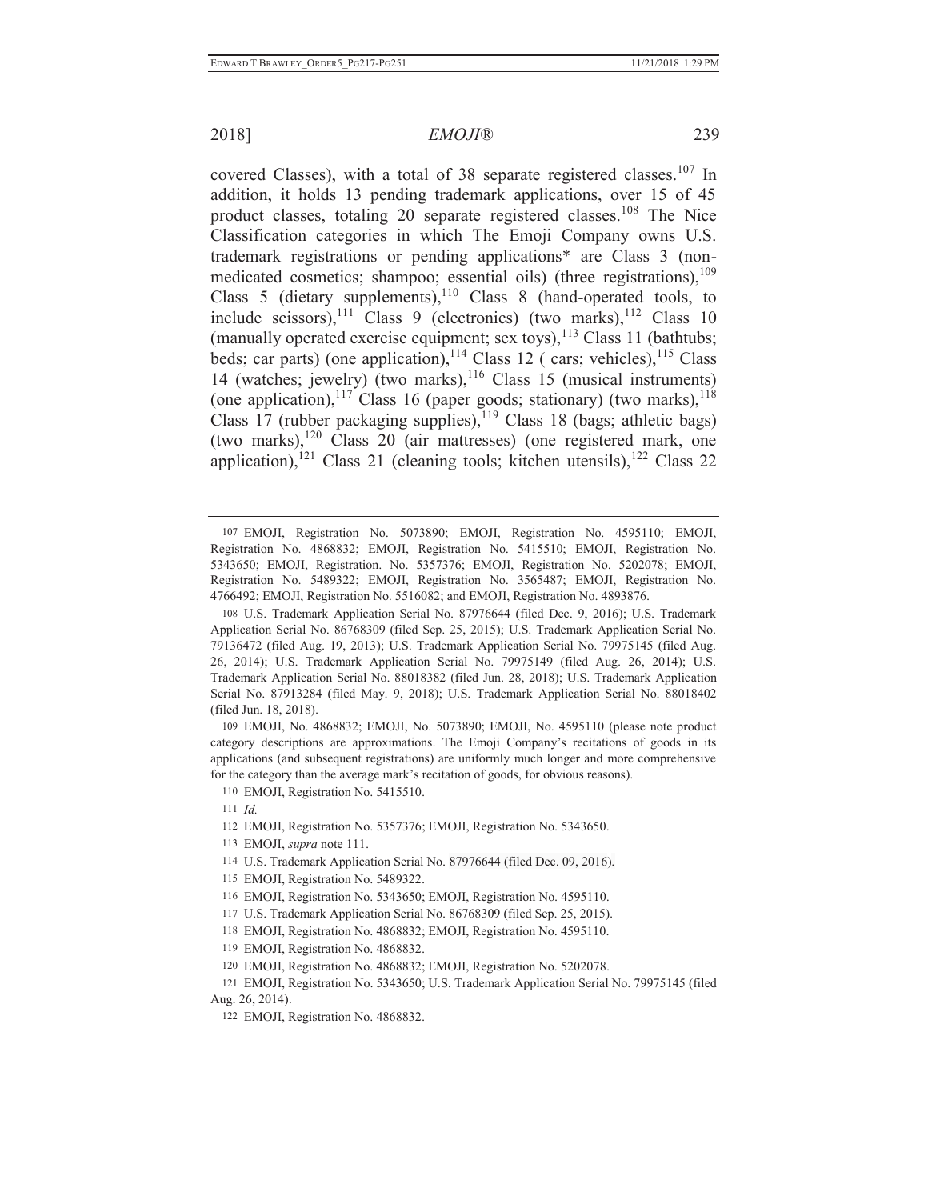covered Classes), with a total of 38 separate registered classes.[107] In addition, it holds 13 pending trademark applications, over 15 of 45 product classes, totaling 20 separate registered classes.[108] The Nice Classification categories in which The Emoji Company owns U.S. trademark registrations or pending applications* are Class 3 (non-medicated cosmetics; shampoo; essential oils) (three registrations),[109] Class 5 (dietary supplements),[110] Class 8 (hand-operated tools, to include scissors),[111] Class 9 (electronics) (two marks),[112] Class 10 (manually operated exercise equipment; sex toys),[113] Class 11 (bathtubs; beds; car parts) (one application),[114] Class 12 ( cars; vehicles),[115] Class 14 (watches; jewelry) (two marks),[116] Class 15 (musical instruments) (one application),[117] Class 16 (paper goods; stationary) (two marks),[118] Class 17 (rubber packaging supplies),[119] Class 18 (bags; athletic bags) (two marks),[120] Class 20 (air mattresses) (one registered mark, one application),[121] Class 21 (cleaning tools; kitchen utensils),[122] Class 22

---

107 EMOJI, Registration No. 5073890; EMOJI, Registration No. 4595110; EMOJI, Registration No. 4868832; EMOJI, Registration No. 5415510; EMOJI, Registration No. 5343650; EMOJI, Registration. No. 5357376; EMOJI, Registration No. 5202078; EMOJI, Registration No. 5489322; EMOJI, Registration No. 3565487; EMOJI, Registration No. 4766492; EMOJI, Registration No. 5516082; and EMOJI, Registration No. 4893876.

108 U.S. Trademark Application Serial No. 87976644 (filed Dec. 9, 2016); U.S. Trademark Application Serial No. 86768309 (filed Sep. 25, 2015); U.S. Trademark Application Serial No. 79136472 (filed Aug. 19, 2013); U.S. Trademark Application Serial No. 79975145 (filed Aug. 26, 2014); U.S. Trademark Application Serial No. 79975149 (filed Aug. 26, 2014); U.S. Trademark Application Serial No. 88018382 (filed Jun. 28, 2018); U.S. Trademark Application Serial No. 87913284 (filed May. 9, 2018); U.S. Trademark Application Serial No. 88018402 (filed Jun. 18, 2018).

109 EMOJI, No. 4868832; EMOJI, No. 5073890; EMOJI, No. 4595110 (please note product category descriptions are approximations. The Emoji Company's recitations of goods in its applications (and subsequent registrations) are uniformly much longer and more comprehensive for the category than the average mark's recitation of goods, for obvious reasons).

110 EMOJI, Registration No. 5415510.

111 *Id.*

112 EMOJI, Registration No. 5357376; EMOJI, Registration No. 5343650.

113 EMOJI, *supra* note 111.

114 U.S. Trademark Application Serial No. 87976644 (filed Dec. 09, 2016).

115 EMOJI, Registration No. 5489322.

116 EMOJI, Registration No. 5343650; EMOJI, Registration No. 4595110.

117 U.S. Trademark Application Serial No. 86768309 (filed Sep. 25, 2015).

118 EMOJI, Registration No. 4868832; EMOJI, Registration No. 4595110.

119 EMOJI, Registration No. 4868832.

120 EMOJI, Registration No. 4868832; EMOJI, Registration No. 5202078.

121 EMOJI, Registration No. 5343650; U.S. Trademark Application Serial No. 79975145 (filed Aug. 26, 2014).

122 EMOJI, Registration No. 4868832.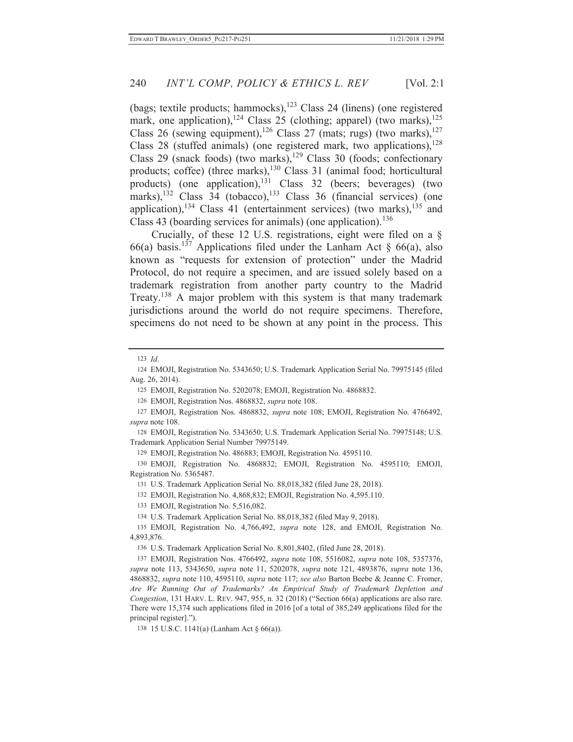(bags; textile products; hammocks),[123] Class 24 (linens) (one registered mark, one application),[124] Class 25 (clothing; apparel) (two marks),[125] Class 26 (sewing equipment),[126] Class 27 (mats; rugs) (two marks),[127] Class 28 (stuffed animals) (one registered mark, two applications),[128] Class 29 (snack foods) (two marks),[129] Class 30 (foods; confectionary products; coffee) (three marks),[130] Class 31 (animal food; horticultural products) (one application),[131] Class 32 (beers; beverages) (two marks),[132] Class 34 (tobacco),[133] Class 36 (financial services) (one application),[134] Class 41 (entertainment services) (two marks),[135] and Class 43 (boarding services for animals) (one application).[136]

Crucially, of these 12 U.S. registrations, eight were filed on a § 66(a) basis.[137] Applications filed under the Lanham Act § 66(a), also known as "requests for extension of protection" under the Madrid Protocol, do not require a specimen, and are issued solely based on a trademark registration from another party country to the Madrid Treaty.[138] A major problem with this system is that many trademark jurisdictions around the world do not require specimens. Therefore, specimens do not need to be shown at any point in the process. This

---

123 *Id*.

124 EMOJI, Registration No. 5343650; U.S. Trademark Application Serial No. 79975145 (filed Aug. 26, 2014).

125 EMOJI, Registration No. 5202078; EMOJI, Registration No. 4868832.

126 EMOJI, Registration Nos. 4868832, *supra* note 108.

127 EMOJI, Registration Nos. 4868832, *supra* note 108; EMOJI, Registration No. 4766492, *supra* note 108.

128 EMOJI, Registration No. 5343650; U.S. Trademark Application Serial No. 79975148; U.S. Trademark Application Serial Number 79975149.

129 EMOJI, Registration No. 486883; EMOJI, Registration No. 4595110.

130 EMOJI, Registration No. 4868832; EMOJI, Registration No. 4595110; EMOJI, Registration No. 5365487.

131 U.S. Trademark Application Serial No. 88,018,382 (filed June 28, 2018).

132 EMOJI, Registration No. 4,868,832; EMOJI, Registration No. 4,595.110.

133 EMOJI, Registration No. 5,516,082.

134 U.S. Trademark Application Serial No. 88,018,382 (filed May 9, 2018).

135 EMOJI, Registration No. 4,766,492, *supra* note 128, and EMOJI, Registration No. 4,893,876.

136 U.S. Trademark Application Serial No. 8,801,8402, (filed June 28, 2018).

137 EMOJI, Registration Nos. 4766492, *supra* note 108, 5516082, *supra* note 108, 5357376, *supra* note 113, 5343650, *supra* note 11, 5202078, *supra* note 121, 4893876, *supra* note 136, 4868832, *supra* note 110, 4595110, *supra* note 117; *see also* Barton Beebe & Jeanne C. Fromer, *Are We Running Out of Trademarks? An Empirical Study of Trademark Depletion and Congestion*, 131 HARV. L. REV. 947, 955, n. 32 (2018) ("Section 66(a) applications are also rare. There were 15,374 such applications filed in 2016 [of a total of 385,249 applications filed for the principal register].").

138 15 U.S.C. 1141(a) (Lanham Act § 66(a)).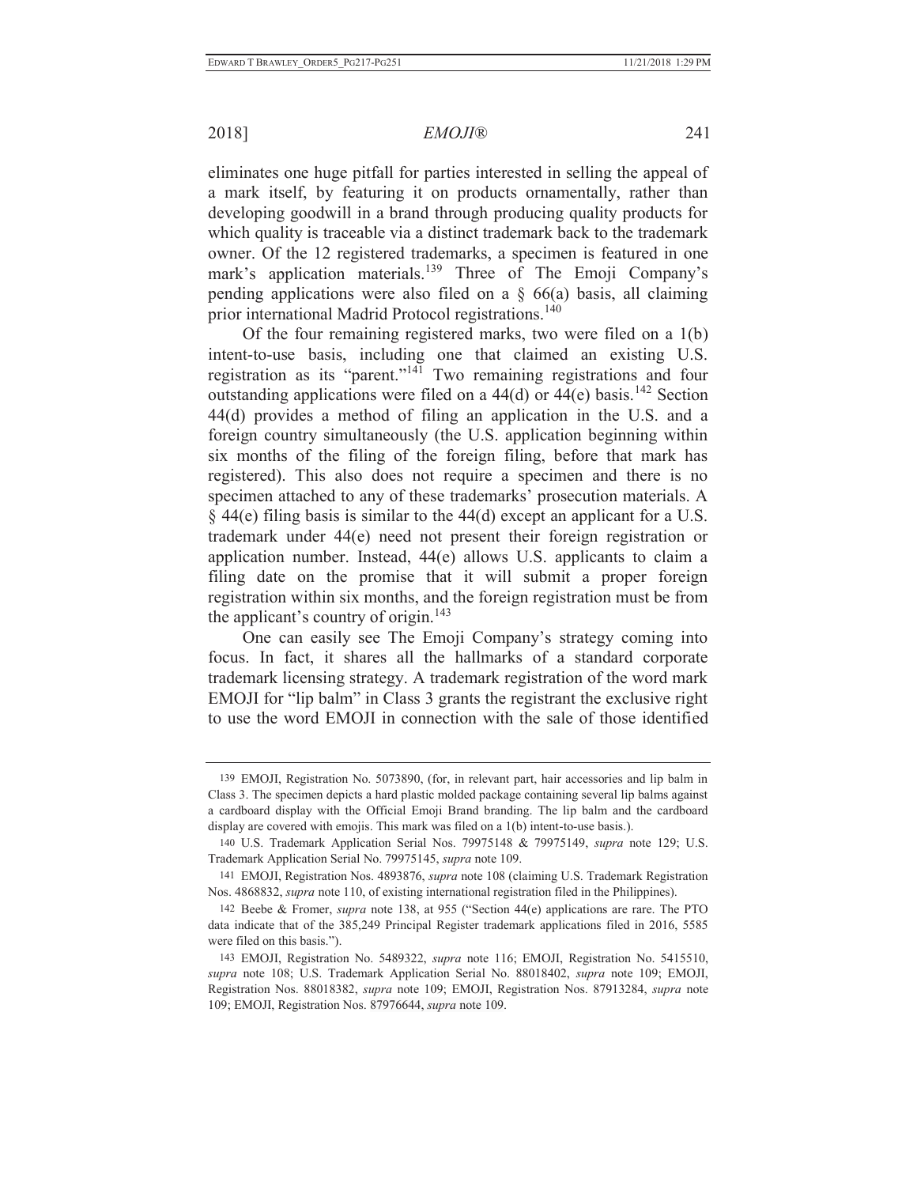eliminates one huge pitfall for parties interested in selling the appeal of a mark itself, by featuring it on products ornamentally, rather than developing goodwill in a brand through producing quality products for which quality is traceable via a distinct trademark back to the trademark owner. Of the 12 registered trademarks, a specimen is featured in one mark's application materials.[139] Three of The Emoji Company's pending applications were also filed on a § 66(a) basis, all claiming prior international Madrid Protocol registrations.[140]

Of the four remaining registered marks, two were filed on a 1(b) intent-to-use basis, including one that claimed an existing U.S. registration as its "parent."[141] Two remaining registrations and four outstanding applications were filed on a 44(d) or 44(e) basis.[142] Section 44(d) provides a method of filing an application in the U.S. and a foreign country simultaneously (the U.S. application beginning within six months of the filing of the foreign filing, before that mark has registered). This also does not require a specimen and there is no specimen attached to any of these trademarks' prosecution materials. A § 44(e) filing basis is similar to the 44(d) except an applicant for a U.S. trademark under 44(e) need not present their foreign registration or application number. Instead, 44(e) allows U.S. applicants to claim a filing date on the promise that it will submit a proper foreign registration within six months, and the foreign registration must be from the applicant's country of origin.[143]

One can easily see The Emoji Company's strategy coming into focus. In fact, it shares all the hallmarks of a standard corporate trademark licensing strategy. A trademark registration of the word mark EMOJI for "lip balm" in Class 3 grants the registrant the exclusive right to use the word EMOJI in connection with the sale of those identified

---

139 EMOJI, Registration No. 5073890, (for, in relevant part, hair accessories and lip balm in Class 3. The specimen depicts a hard plastic molded package containing several lip balms against a cardboard display with the Official Emoji Brand branding. The lip balm and the cardboard display are covered with emojis. This mark was filed on a 1(b) intent-to-use basis.).

140 U.S. Trademark Application Serial Nos. 79975148 & 79975149, *supra* note 129; U.S. Trademark Application Serial No. 79975145, *supra* note 109.

141 EMOJI, Registration Nos. 4893876, *supra* note 108 (claiming U.S. Trademark Registration Nos. 4868832, *supra* note 110, of existing international registration filed in the Philippines).

142 Beebe & Fromer, *supra* note 138, at 955 ("Section 44(e) applications are rare. The PTO data indicate that of the 385,249 Principal Register trademark applications filed in 2016, 5585 were filed on this basis.").

143 EMOJI, Registration No. 5489322, *supra* note 116; EMOJI, Registration No. 5415510, *supra* note 108; U.S. Trademark Application Serial No. 88018402, *supra* note 109; EMOJI, Registration Nos. 88018382, *supra* note 109; EMOJI, Registration Nos. 87913284, *supra* note 109; EMOJI, Registration Nos. 87976644, *supra* note 109.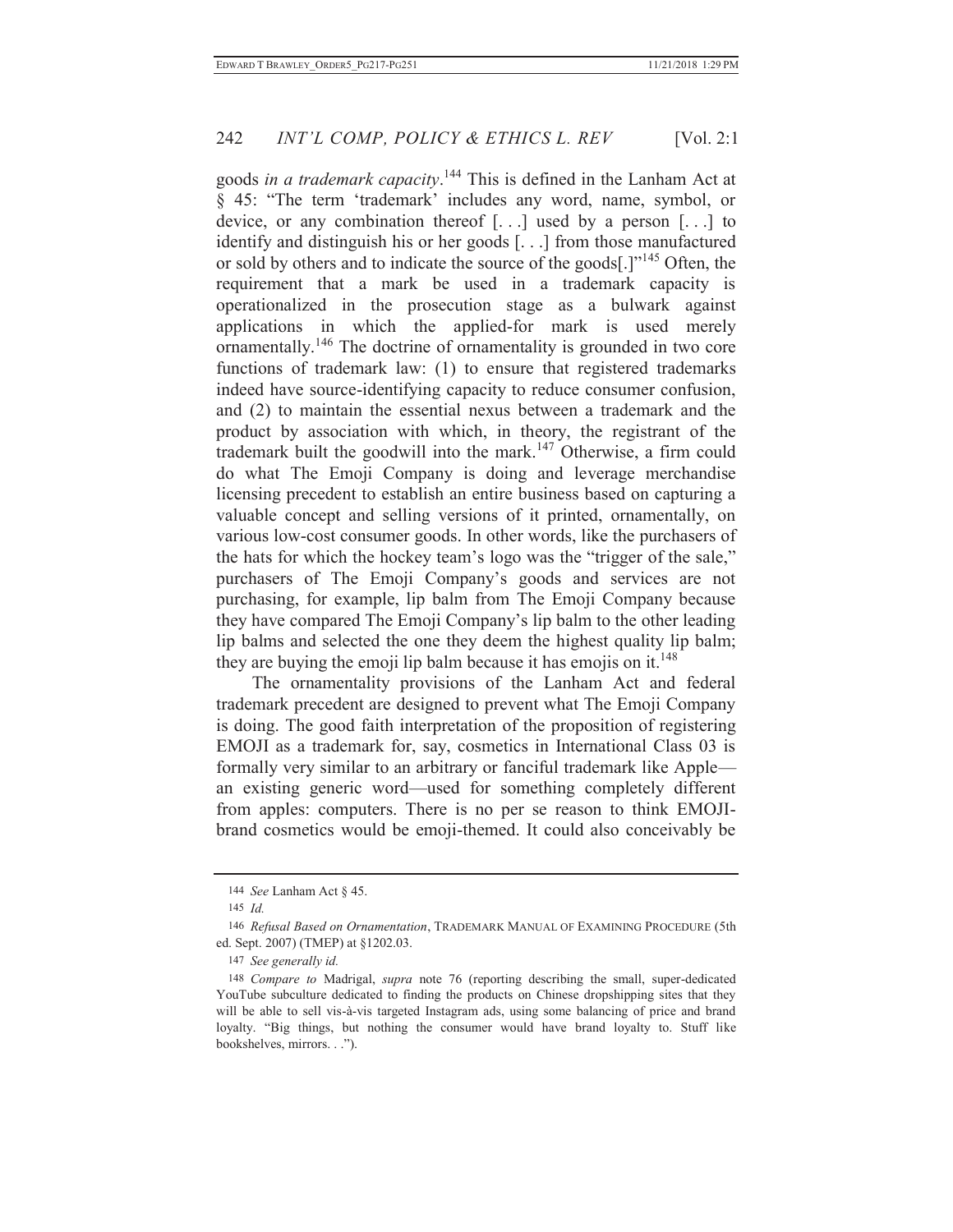goods *in a trademark capacity*.[144] This is defined in the Lanham Act at § 45: "The term 'trademark' includes any word, name, symbol, or device, or any combination thereof [. . .] used by a person [. . .] to identify and distinguish his or her goods [. . .] from those manufactured or sold by others and to indicate the source of the goods[.]"[145] Often, the requirement that a mark be used in a trademark capacity is operationalized in the prosecution stage as a bulwark against applications in which the applied-for mark is used merely ornamentally.[146] The doctrine of ornamentality is grounded in two core functions of trademark law: (1) to ensure that registered trademarks indeed have source-identifying capacity to reduce consumer confusion, and (2) to maintain the essential nexus between a trademark and the product by association with which, in theory, the registrant of the trademark built the goodwill into the mark.[147] Otherwise, a firm could do what The Emoji Company is doing and leverage merchandise licensing precedent to establish an entire business based on capturing a valuable concept and selling versions of it printed, ornamentally, on various low-cost consumer goods. In other words, like the purchasers of the hats for which the hockey team's logo was the "trigger of the sale," purchasers of The Emoji Company's goods and services are not purchasing, for example, lip balm from The Emoji Company because they have compared The Emoji Company's lip balm to the other leading lip balms and selected the one they deem the highest quality lip balm; they are buying the emoji lip balm because it has emojis on it.[148]

The ornamentality provisions of the Lanham Act and federal trademark precedent are designed to prevent what The Emoji Company is doing. The good faith interpretation of the proposition of registering EMOJI as a trademark for, say, cosmetics in International Class 03 is formally very similar to an arbitrary or fanciful trademark like Apple—an existing generic word—used for something completely different from apples: computers. There is no per se reason to think EMOJI-brand cosmetics would be emoji-themed. It could also conceivably be

---

144 *See* Lanham Act § 45.

145 *Id.*

146 *Refusal Based on Ornamentation*, TRADEMARK MANUAL OF EXAMINING PROCEDURE (5th ed. Sept. 2007) (TMEP) at §1202.03.

147 *See generally id.*

148 *Compare to* Madrigal, *supra* note 76 (reporting describing the small, super-dedicated YouTube subculture dedicated to finding the products on Chinese dropshipping sites that they will be able to sell vis-à-vis targeted Instagram ads, using some balancing of price and brand loyalty. "Big things, but nothing the consumer would have brand loyalty to. Stuff like bookshelves, mirrors. . .").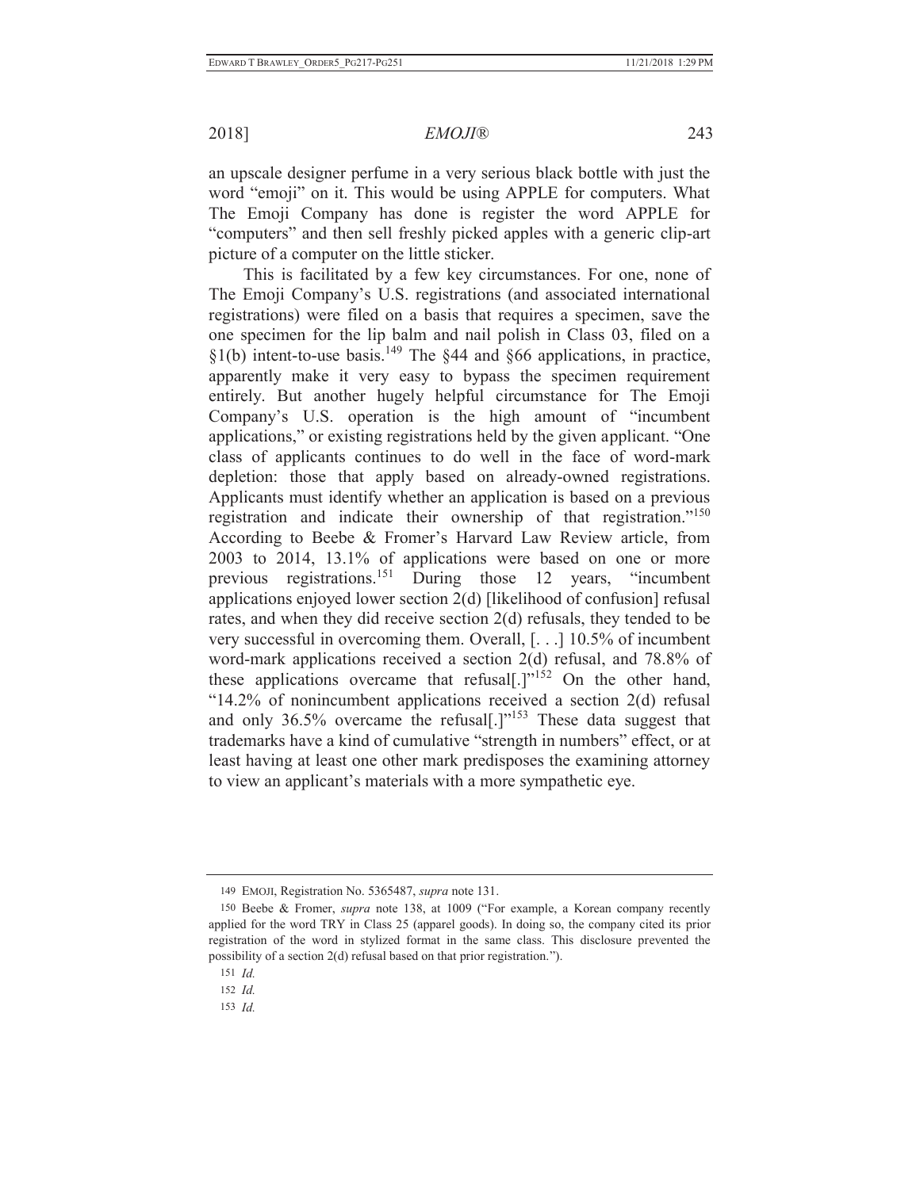an upscale designer perfume in a very serious black bottle with just the word "emoji" on it. This would be using APPLE for computers. What The Emoji Company has done is register the word APPLE for "computers" and then sell freshly picked apples with a generic clip-art picture of a computer on the little sticker.

This is facilitated by a few key circumstances. For one, none of The Emoji Company's U.S. registrations (and associated international registrations) were filed on a basis that requires a specimen, save the one specimen for the lip balm and nail polish in Class 03, filed on a §1(b) intent-to-use basis.[149] The §44 and §66 applications, in practice, apparently make it very easy to bypass the specimen requirement entirely. But another hugely helpful circumstance for The Emoji Company's U.S. operation is the high amount of "incumbent applications," or existing registrations held by the given applicant. "One class of applicants continues to do well in the face of word-mark depletion: those that apply based on already-owned registrations. Applicants must identify whether an application is based on a previous registration and indicate their ownership of that registration."[150] According to Beebe & Fromer's Harvard Law Review article, from 2003 to 2014, 13.1% of applications were based on one or more previous registrations.[151] During those 12 years, "incumbent applications enjoyed lower section 2(d) [likelihood of confusion] refusal rates, and when they did receive section 2(d) refusals, they tended to be very successful in overcoming them. Overall, [. . .] 10.5% of incumbent word-mark applications received a section 2(d) refusal, and 78.8% of these applications overcame that refusal[.]"[152] On the other hand, "14.2% of nonincumbent applications received a section 2(d) refusal and only 36.5% overcame the refusal[.]"[153] These data suggest that trademarks have a kind of cumulative "strength in numbers" effect, or at least having at least one other mark predisposes the examining attorney to view an applicant's materials with a more sympathetic eye.

---

149 EMOJI, Registration No. 5365487, *supra* note 131.

150 Beebe & Fromer, *supra* note 138, at 1009 ("For example, a Korean company recently applied for the word TRY in Class 25 (apparel goods). In doing so, the company cited its prior registration of the word in stylized format in the same class. This disclosure prevented the possibility of a section 2(d) refusal based on that prior registration.").

151 *Id.*

152 *Id.*

153 *Id.*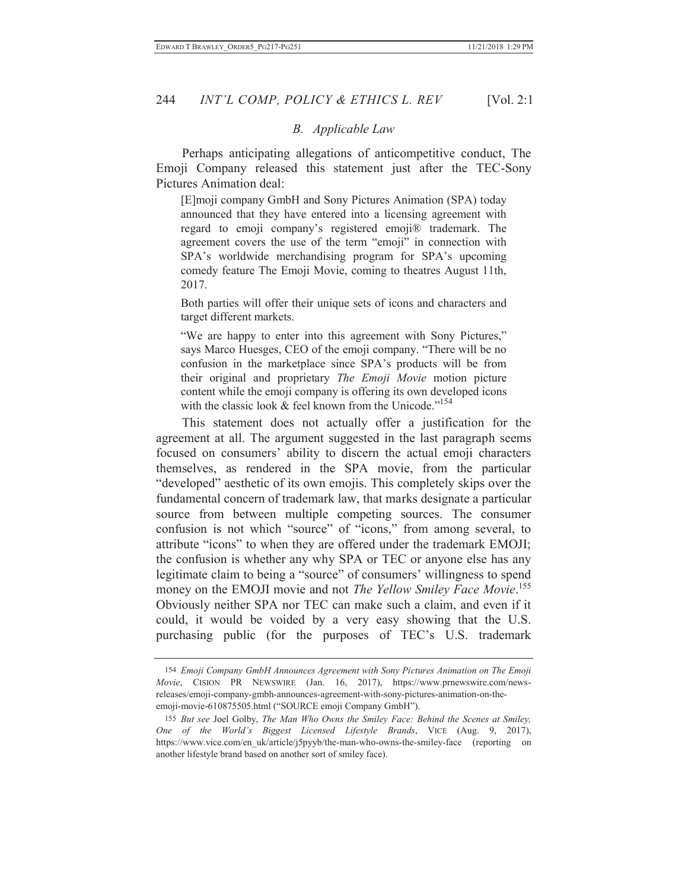### *B. Applicable Law*

Perhaps anticipating allegations of anticompetitive conduct, The Emoji Company released this statement just after the TEC-Sony Pictures Animation deal:

> [E]moji company GmbH and Sony Pictures Animation (SPA) today announced that they have entered into a licensing agreement with regard to emoji company's registered emoji® trademark. The agreement covers the use of the term "emoji" in connection with SPA's worldwide merchandising program for SPA's upcoming comedy feature The Emoji Movie, coming to theatres August 11th, 2017.
>
> Both parties will offer their unique sets of icons and characters and target different markets.
>
> "We are happy to enter into this agreement with Sony Pictures," says Marco Huesges, CEO of the emoji company. "There will be no confusion in the marketplace since SPA's products will be from their original and proprietary *The Emoji Movie* motion picture content while the emoji company is offering its own developed icons with the classic look & feel known from the Unicode."[154]

This statement does not actually offer a justification for the agreement at all. The argument suggested in the last paragraph seems focused on consumers' ability to discern the actual emoji characters themselves, as rendered in the SPA movie, from the particular "developed" aesthetic of its own emojis. This completely skips over the fundamental concern of trademark law, that marks designate a particular source from between multiple competing sources. The consumer confusion is not which "source" of "icons," from among several, to attribute "icons" to when they are offered under the trademark EMOJI; the confusion is whether any why SPA or TEC or anyone else has any legitimate claim to being a "source" of consumers' willingness to spend money on the EMOJI movie and not *The Yellow Smiley Face Movie*.[155] Obviously neither SPA nor TEC can make such a claim, and even if it could, it would be voided by a very easy showing that the U.S. purchasing public (for the purposes of TEC's U.S. trademark

---

154 *Emoji Company GmbH Announces Agreement with Sony Pictures Animation on The Emoji Movie*, CISION PR NEWSWIRE (Jan. 16, 2017), https://www.prnewswire.com/news-releases/emoji-company-gmbh-announces-agreement-with-sony-pictures-animation-on-the-emoji-movie-610875505.html ("SOURCE emoji Company GmbH").

155 *But see* Joel Golby, *The Man Who Owns the Smiley Face: Behind the Scenes at Smiley, One of the World's Biggest Licensed Lifestyle Brands*, VICE (Aug. 9, 2017), https://www.vice.com/en_uk/article/j5pyyb/the-man-who-owns-the-smiley-face (reporting on another lifestyle brand based on another sort of smiley face).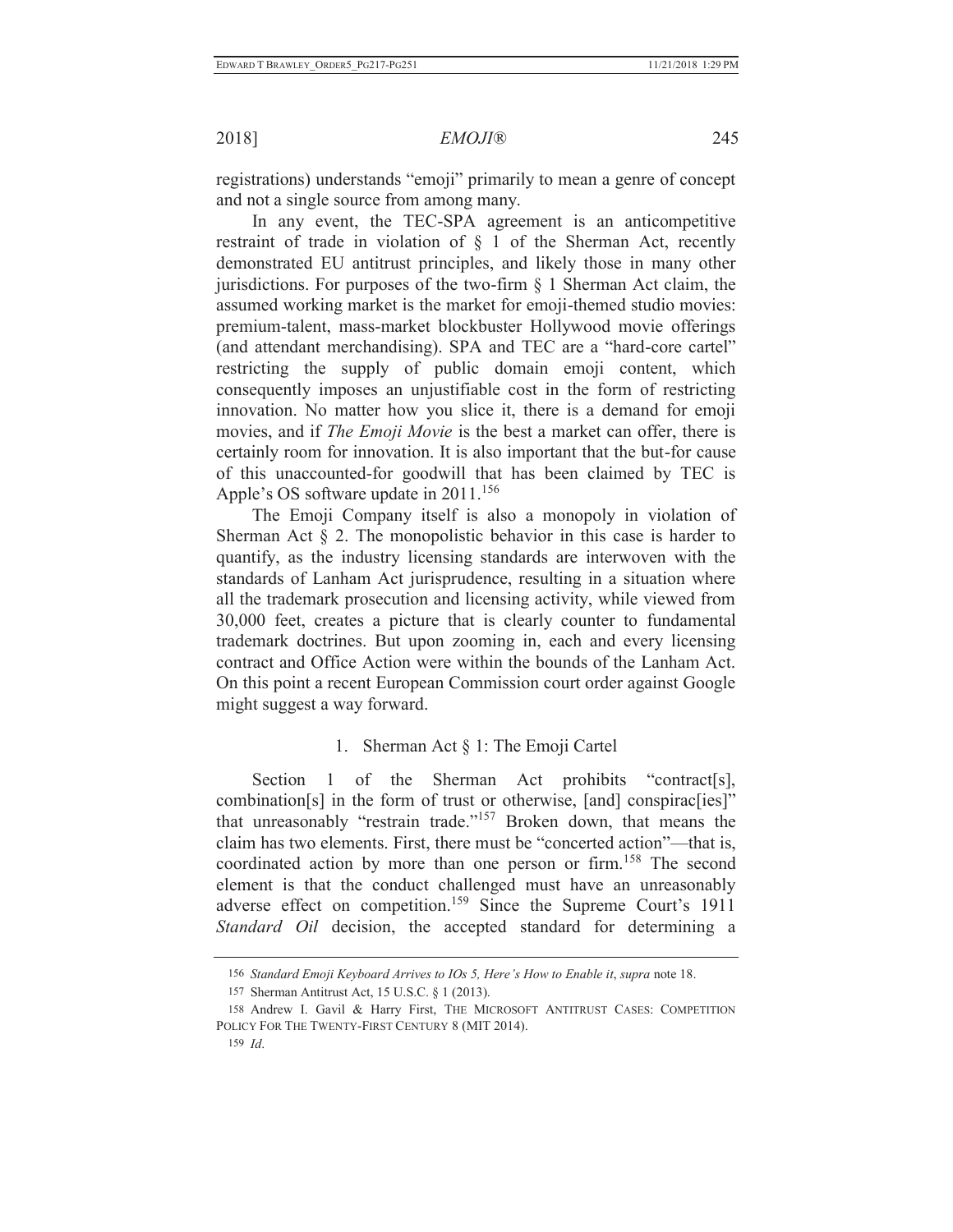registrations) understands "emoji" primarily to mean a genre of concept and not a single source from among many.

In any event, the TEC-SPA agreement is an anticompetitive restraint of trade in violation of § 1 of the Sherman Act, recently demonstrated EU antitrust principles, and likely those in many other jurisdictions. For purposes of the two-firm § 1 Sherman Act claim, the assumed working market is the market for emoji-themed studio movies: premium-talent, mass-market blockbuster Hollywood movie offerings (and attendant merchandising). SPA and TEC are a "hard-core cartel" restricting the supply of public domain emoji content, which consequently imposes an unjustifiable cost in the form of restricting innovation. No matter how you slice it, there is a demand for emoji movies, and if *The Emoji Movie* is the best a market can offer, there is certainly room for innovation. It is also important that the but-for cause of this unaccounted-for goodwill that has been claimed by TEC is Apple's OS software update in 2011.[156]

The Emoji Company itself is also a monopoly in violation of Sherman Act § 2. The monopolistic behavior in this case is harder to quantify, as the industry licensing standards are interwoven with the standards of Lanham Act jurisprudence, resulting in a situation where all the trademark prosecution and licensing activity, while viewed from 30,000 feet, creates a picture that is clearly counter to fundamental trademark doctrines. But upon zooming in, each and every licensing contract and Office Action were within the bounds of the Lanham Act. On this point a recent European Commission court order against Google might suggest a way forward.

### 1. Sherman Act § 1: The Emoji Cartel

Section 1 of the Sherman Act prohibits "contract[s], combination[s] in the form of trust or otherwise, [and] conspirac[ies]" that unreasonably "restrain trade."[157] Broken down, that means the claim has two elements. First, there must be "concerted action"—that is, coordinated action by more than one person or firm.[158] The second element is that the conduct challenged must have an unreasonably adverse effect on competition.[159] Since the Supreme Court's 1911 *Standard Oil* decision, the accepted standard for determining a

---

156 *Standard Emoji Keyboard Arrives to IOs 5, Here's How to Enable it*, *supra* note 18.

157 Sherman Antitrust Act, 15 U.S.C. § 1 (2013).

158 Andrew I. Gavil & Harry First, THE MICROSOFT ANTITRUST CASES: COMPETITION POLICY FOR THE TWENTY-FIRST CENTURY 8 (MIT 2014).

159 *Id*.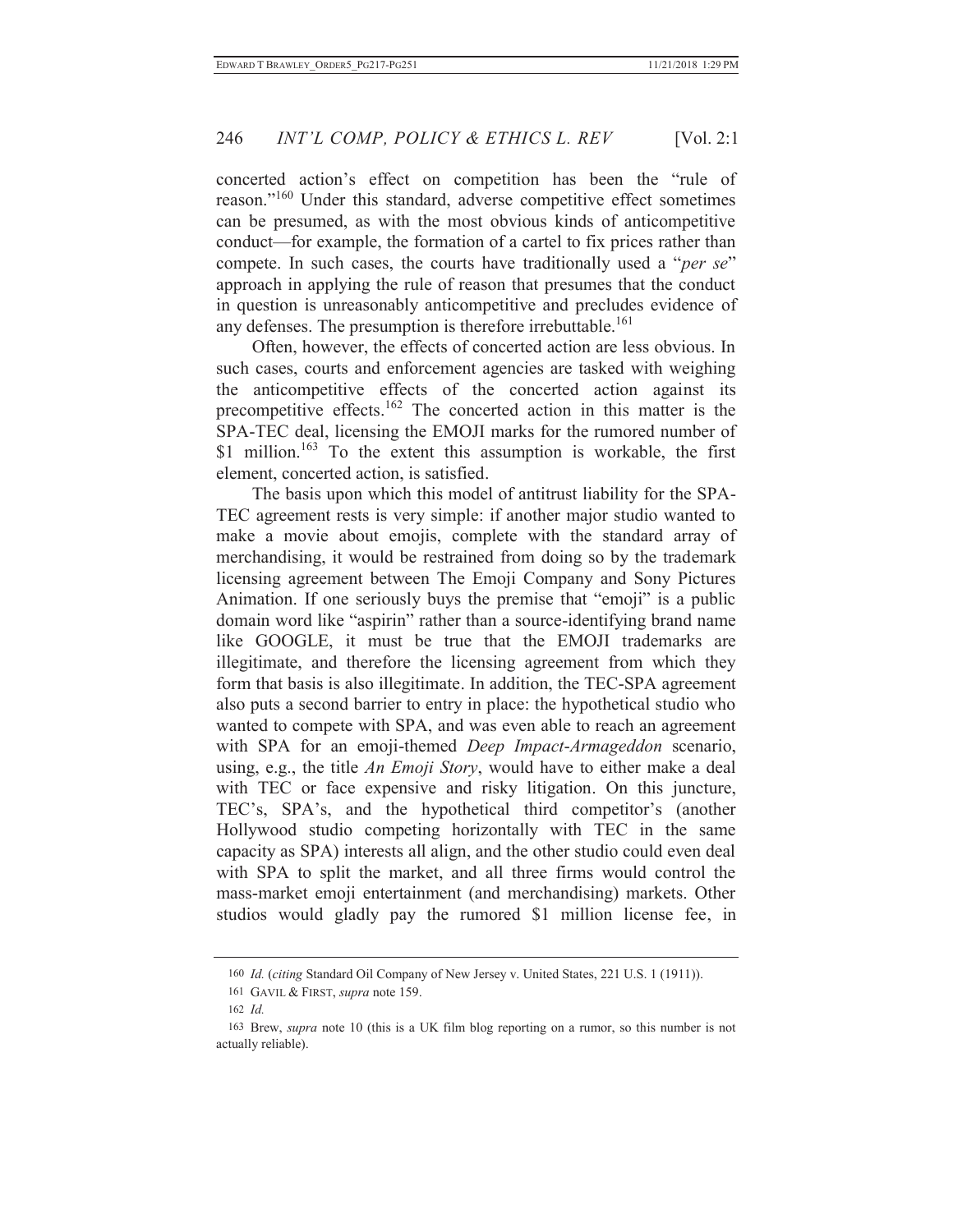concerted action's effect on competition has been the "rule of reason."[160] Under this standard, adverse competitive effect sometimes can be presumed, as with the most obvious kinds of anticompetitive conduct—for example, the formation of a cartel to fix prices rather than compete. In such cases, the courts have traditionally used a "*per se*" approach in applying the rule of reason that presumes that the conduct in question is unreasonably anticompetitive and precludes evidence of any defenses. The presumption is therefore irrebuttable.[161]

Often, however, the effects of concerted action are less obvious. In such cases, courts and enforcement agencies are tasked with weighing the anticompetitive effects of the concerted action against its precompetitive effects.[162] The concerted action in this matter is the SPA-TEC deal, licensing the EMOJI marks for the rumored number of $1 million.[163] To the extent this assumption is workable, the first element, concerted action, is satisfied.

The basis upon which this model of antitrust liability for the SPA-TEC agreement rests is very simple: if another major studio wanted to make a movie about emojis, complete with the standard array of merchandising, it would be restrained from doing so by the trademark licensing agreement between The Emoji Company and Sony Pictures Animation. If one seriously buys the premise that "emoji" is a public domain word like "aspirin" rather than a source-identifying brand name like GOOGLE, it must be true that the EMOJI trademarks are illegitimate, and therefore the licensing agreement from which they form that basis is also illegitimate. In addition, the TEC-SPA agreement also puts a second barrier to entry in place: the hypothetical studio who wanted to compete with SPA, and was even able to reach an agreement with SPA for an emoji-themed *Deep Impact*-*Armageddon* scenario, using, e.g., the title *An Emoji Story*, would have to either make a deal with TEC or face expensive and risky litigation. On this juncture, TEC's, SPA's, and the hypothetical third competitor's (another Hollywood studio competing horizontally with TEC in the same capacity as SPA) interests all align, and the other studio could even deal with SPA to split the market, and all three firms would control the mass-market emoji entertainment (and merchandising) markets. Other studios would gladly pay the rumored $1 million license fee, in

---

160 *Id.* (*citing* Standard Oil Company of New Jersey v. United States, 221 U.S. 1 (1911)).

161 GAVIL & FIRST, *supra* note 159.

162 *Id.*

163 Brew, *supra* note 10 (this is a UK film blog reporting on a rumor, so this number is not actually reliable).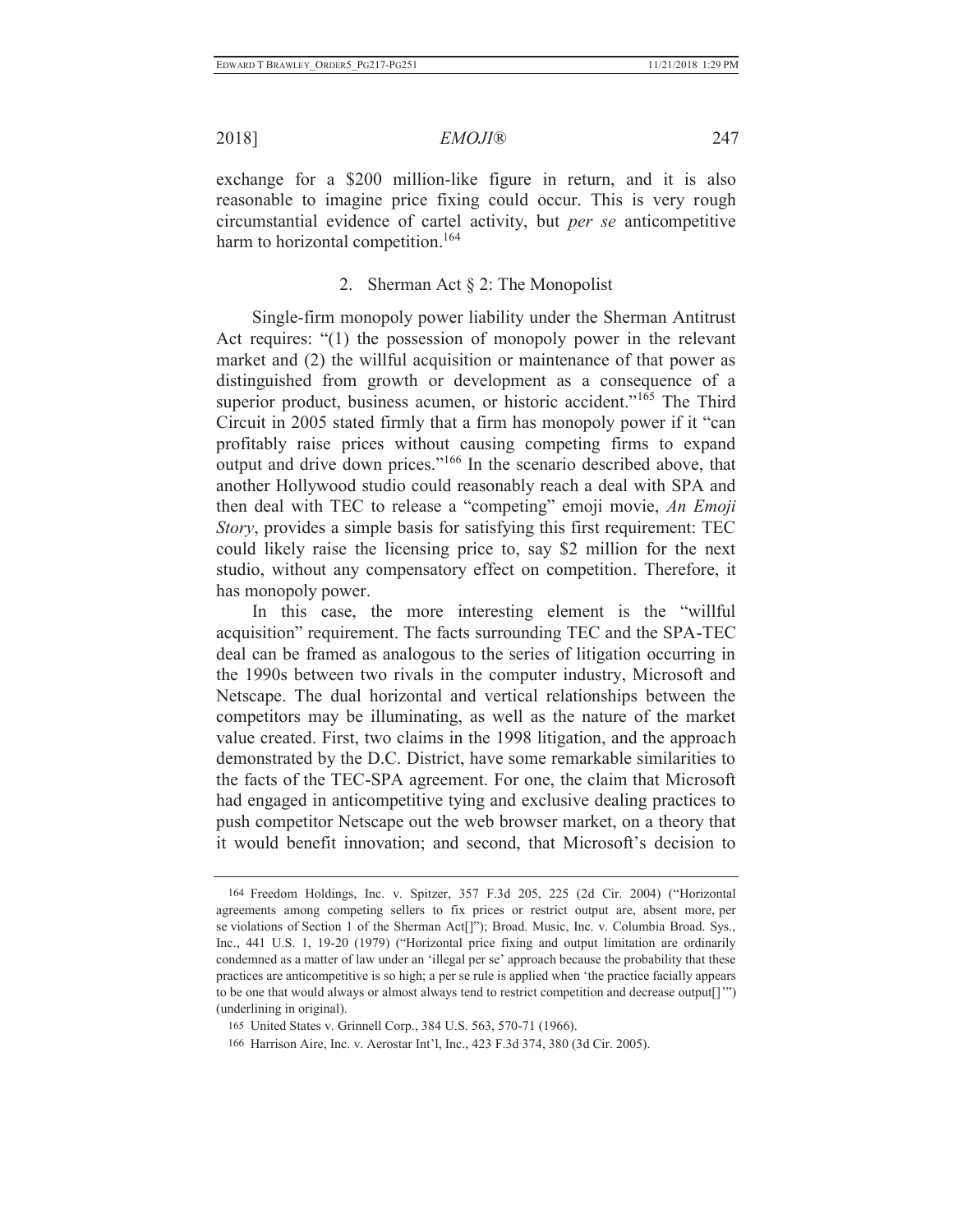exchange for a $200 million-like figure in return, and it is also reasonable to imagine price fixing could occur. This is very rough circumstantial evidence of cartel activity, but *per se* anticompetitive harm to horizontal competition.[164]

### 2. Sherman Act § 2: The Monopolist

Single-firm monopoly power liability under the Sherman Antitrust Act requires: "(1) the possession of monopoly power in the relevant market and (2) the willful acquisition or maintenance of that power as distinguished from growth or development as a consequence of a superior product, business acumen, or historic accident."[165] The Third Circuit in 2005 stated firmly that a firm has monopoly power if it "can profitably raise prices without causing competing firms to expand output and drive down prices."[166] In the scenario described above, that another Hollywood studio could reasonably reach a deal with SPA and then deal with TEC to release a "competing" emoji movie, *An Emoji Story*, provides a simple basis for satisfying this first requirement: TEC could likely raise the licensing price to, say $2 million for the next studio, without any compensatory effect on competition. Therefore, it has monopoly power.

In this case, the more interesting element is the "willful acquisition" requirement. The facts surrounding TEC and the SPA-TEC deal can be framed as analogous to the series of litigation occurring in the 1990s between two rivals in the computer industry, Microsoft and Netscape. The dual horizontal and vertical relationships between the competitors may be illuminating, as well as the nature of the market value created. First, two claims in the 1998 litigation, and the approach demonstrated by the D.C. District, have some remarkable similarities to the facts of the TEC-SPA agreement. For one, the claim that Microsoft had engaged in anticompetitive tying and exclusive dealing practices to push competitor Netscape out the web browser market, on a theory that it would benefit innovation; and second, that Microsoft's decision to

---

164 Freedom Holdings, Inc. v. Spitzer, 357 F.3d 205, 225 (2d Cir. 2004) ("Horizontal agreements among competing sellers to fix prices or restrict output are, absent more, per se violations of Section 1 of the Sherman Act[]"); Broad. Music, Inc. v. Columbia Broad. Sys., Inc., 441 U.S. 1, 19-20 (1979) ("Horizontal price fixing and output limitation are ordinarily condemned as a matter of law under an 'illegal per se' approach because the probability that these practices are anticompetitive is so high; a per se rule is applied when 'the practice facially appears to be one that would always or almost always tend to restrict competition and decrease output[]'") (underlining in original).

165 United States v. Grinnell Corp., 384 U.S. 563, 570-71 (1966).

166 Harrison Aire, Inc. v. Aerostar Int'l, Inc., 423 F.3d 374, 380 (3d Cir. 2005).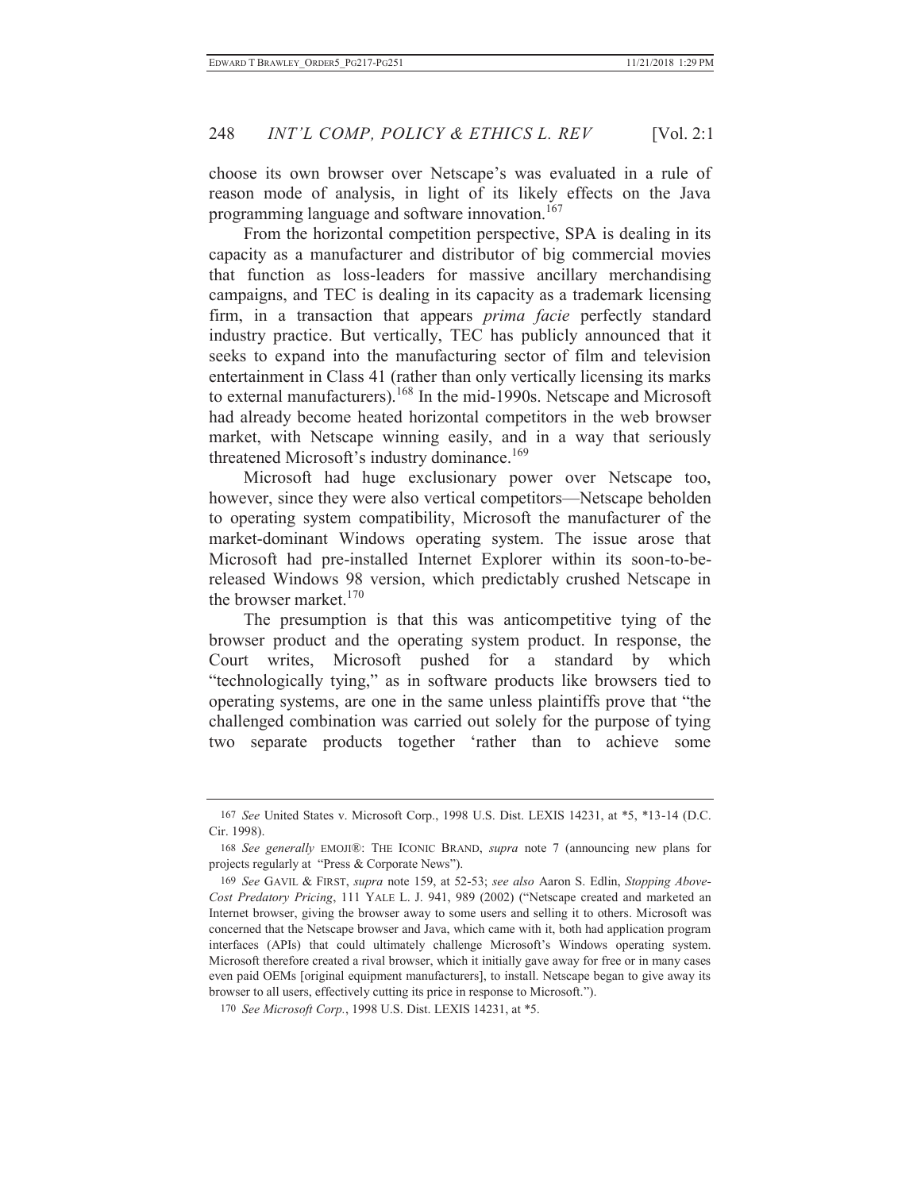choose its own browser over Netscape's was evaluated in a rule of reason mode of analysis, in light of its likely effects on the Java programming language and software innovation.[167]

From the horizontal competition perspective, SPA is dealing in its capacity as a manufacturer and distributor of big commercial movies that function as loss-leaders for massive ancillary merchandising campaigns, and TEC is dealing in its capacity as a trademark licensing firm, in a transaction that appears *prima facie* perfectly standard industry practice. But vertically, TEC has publicly announced that it seeks to expand into the manufacturing sector of film and television entertainment in Class 41 (rather than only vertically licensing its marks to external manufacturers).[168] In the mid-1990s. Netscape and Microsoft had already become heated horizontal competitors in the web browser market, with Netscape winning easily, and in a way that seriously threatened Microsoft's industry dominance.[169]

Microsoft had huge exclusionary power over Netscape too, however, since they were also vertical competitors—Netscape beholden to operating system compatibility, Microsoft the manufacturer of the market-dominant Windows operating system. The issue arose that Microsoft had pre-installed Internet Explorer within its soon-to-be-released Windows 98 version, which predictably crushed Netscape in the browser market.[170]

The presumption is that this was anticompetitive tying of the browser product and the operating system product. In response, the Court writes, Microsoft pushed for a standard by which "technologically tying," as in software products like browsers tied to operating systems, are one in the same unless plaintiffs prove that "the challenged combination was carried out solely for the purpose of tying two separate products together 'rather than to achieve some

---

167 *See* United States v. Microsoft Corp., 1998 U.S. Dist. LEXIS 14231, at \*5, \*13-14 (D.C. Cir. 1998).

168 *See generally* EMOJI®: THE ICONIC BRAND, *supra* note 7 (announcing new plans for projects regularly at "Press & Corporate News").

169 *See* GAVIL & FIRST, *supra* note 159, at 52-53; *see also* Aaron S. Edlin, *Stopping Above-Cost Predatory Pricing*, 111 YALE L. J. 941, 989 (2002) ("Netscape created and marketed an Internet browser, giving the browser away to some users and selling it to others. Microsoft was concerned that the Netscape browser and Java, which came with it, both had application program interfaces (APIs) that could ultimately challenge Microsoft's Windows operating system. Microsoft therefore created a rival browser, which it initially gave away for free or in many cases even paid OEMs [original equipment manufacturers], to install. Netscape began to give away its browser to all users, effectively cutting its price in response to Microsoft.").

170 *See Microsoft Corp.*, 1998 U.S. Dist. LEXIS 14231, at \*5.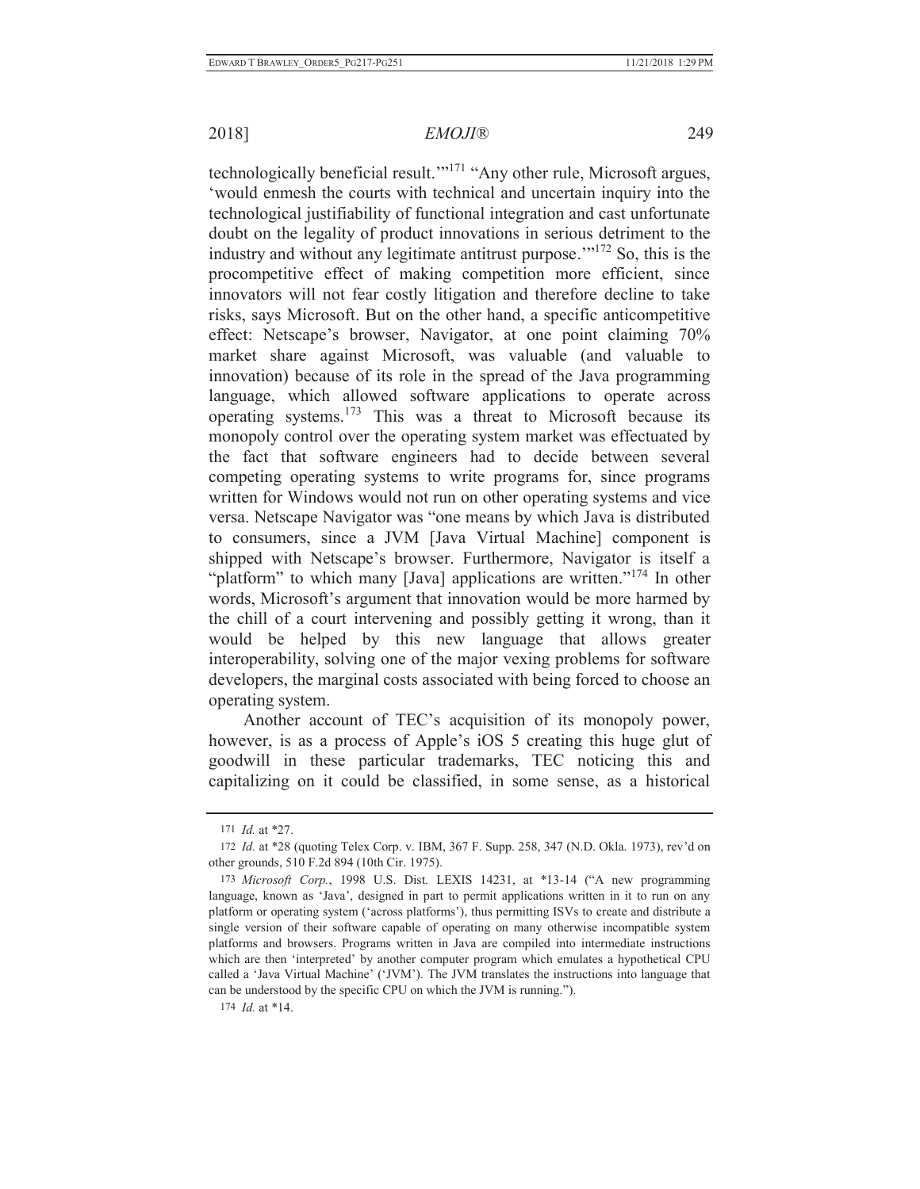technologically beneficial result.'"[171] "Any other rule, Microsoft argues, 'would enmesh the courts with technical and uncertain inquiry into the technological justifiability of functional integration and cast unfortunate doubt on the legality of product innovations in serious detriment to the industry and without any legitimate antitrust purpose.'"[172] So, this is the procompetitive effect of making competition more efficient, since innovators will not fear costly litigation and therefore decline to take risks, says Microsoft. But on the other hand, a specific anticompetitive effect: Netscape's browser, Navigator, at one point claiming 70% market share against Microsoft, was valuable (and valuable to innovation) because of its role in the spread of the Java programming language, which allowed software applications to operate across operating systems.[173] This was a threat to Microsoft because its monopoly control over the operating system market was effectuated by the fact that software engineers had to decide between several competing operating systems to write programs for, since programs written for Windows would not run on other operating systems and vice versa. Netscape Navigator was "one means by which Java is distributed to consumers, since a JVM [Java Virtual Machine] component is shipped with Netscape's browser. Furthermore, Navigator is itself a "platform" to which many [Java] applications are written."[174] In other words, Microsoft's argument that innovation would be more harmed by the chill of a court intervening and possibly getting it wrong, than it would be helped by this new language that allows greater interoperability, solving one of the major vexing problems for software developers, the marginal costs associated with being forced to choose an operating system.

Another account of TEC's acquisition of its monopoly power, however, is as a process of Apple's iOS 5 creating this huge glut of goodwill in these particular trademarks, TEC noticing this and capitalizing on it could be classified, in some sense, as a historical

---

171 *Id.* at *27.

172 *Id.* at *28 (quoting Telex Corp. v. IBM, 367 F. Supp. 258, 347 (N.D. Okla. 1973), rev'd on other grounds, 510 F.2d 894 (10th Cir. 1975).

173 *Microsoft Corp.*, 1998 U.S. Dist. LEXIS 14231, at *13-14 ("A new programming language, known as 'Java', designed in part to permit applications written in it to run on any platform or operating system ('across platforms'), thus permitting ISVs to create and distribute a single version of their software capable of operating on many otherwise incompatible system platforms and browsers. Programs written in Java are compiled into intermediate instructions which are then 'interpreted' by another computer program which emulates a hypothetical CPU called a 'Java Virtual Machine' ('JVM'). The JVM translates the instructions into language that can be understood by the specific CPU on which the JVM is running.").

174 *Id.* at *14.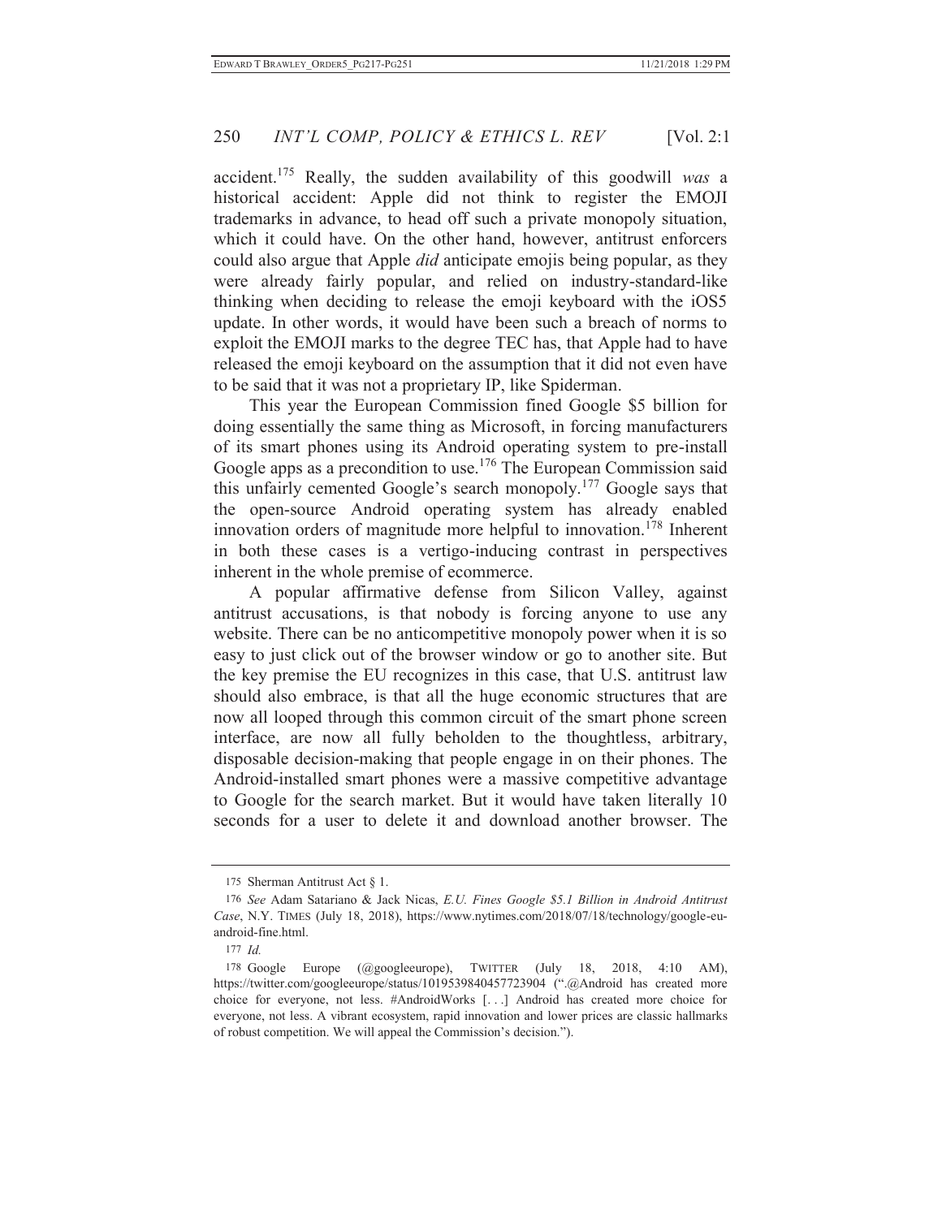accident.[175] Really, the sudden availability of this goodwill *was* a historical accident: Apple did not think to register the EMOJI trademarks in advance, to head off such a private monopoly situation, which it could have. On the other hand, however, antitrust enforcers could also argue that Apple *did* anticipate emojis being popular, as they were already fairly popular, and relied on industry-standard-like thinking when deciding to release the emoji keyboard with the iOS5 update. In other words, it would have been such a breach of norms to exploit the EMOJI marks to the degree TEC has, that Apple had to have released the emoji keyboard on the assumption that it did not even have to be said that it was not a proprietary IP, like Spiderman.

This year the European Commission fined Google $5 billion for doing essentially the same thing as Microsoft, in forcing manufacturers of its smart phones using its Android operating system to pre-install Google apps as a precondition to use.[176] The European Commission said this unfairly cemented Google's search monopoly.[177] Google says that the open-source Android operating system has already enabled innovation orders of magnitude more helpful to innovation.[178] Inherent in both these cases is a vertigo-inducing contrast in perspectives inherent in the whole premise of ecommerce.

A popular affirmative defense from Silicon Valley, against antitrust accusations, is that nobody is forcing anyone to use any website. There can be no anticompetitive monopoly power when it is so easy to just click out of the browser window or go to another site. But the key premise the EU recognizes in this case, that U.S. antitrust law should also embrace, is that all the huge economic structures that are now all looped through this common circuit of the smart phone screen interface, are now all fully beholden to the thoughtless, arbitrary, disposable decision-making that people engage in on their phones. The Android-installed smart phones were a massive competitive advantage to Google for the search market. But it would have taken literally 10 seconds for a user to delete it and download another browser. The

---

175 Sherman Antitrust Act § 1.

176 *See* Adam Satariano & Jack Nicas, *E.U. Fines Google $5.1 Billion in Android Antitrust Case*, N.Y. TIMES (July 18, 2018), https://www.nytimes.com/2018/07/18/technology/google-eu-android-fine.html.

177 *Id.*

178 Google Europe (@googleeurope), TWITTER (July 18, 2018, 4:10 AM), https://twitter.com/googleeurope/status/1019539840457723904 (".@Android has created more choice for everyone, not less. #AndroidWorks [. . .] Android has created more choice for everyone, not less. A vibrant ecosystem, rapid innovation and lower prices are classic hallmarks of robust competition. We will appeal the Commission's decision.").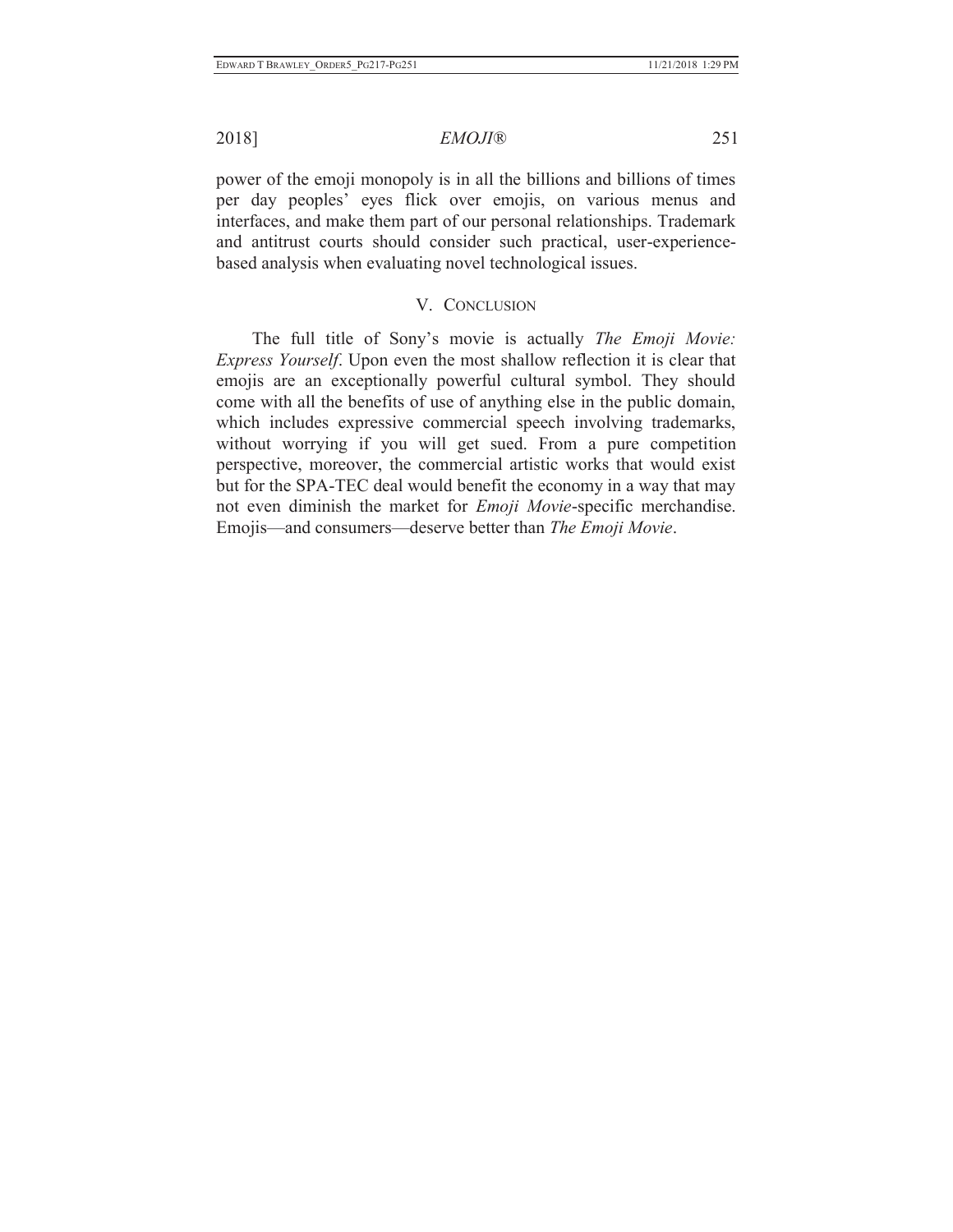power of the emoji monopoly is in all the billions and billions of times per day peoples' eyes flick over emojis, on various menus and interfaces, and make them part of our personal relationships. Trademark and antitrust courts should consider such practical, user-experience-based analysis when evaluating novel technological issues.

## V. CONCLUSION

The full title of Sony's movie is actually *The Emoji Movie: Express Yourself*. Upon even the most shallow reflection it is clear that emojis are an exceptionally powerful cultural symbol. They should come with all the benefits of use of anything else in the public domain, which includes expressive commercial speech involving trademarks, without worrying if you will get sued. From a pure competition perspective, moreover, the commercial artistic works that would exist but for the SPA-TEC deal would benefit the economy in a way that may not even diminish the market for *Emoji Movie*-specific merchandise. Emojis—and consumers—deserve better than *The Emoji Movie*.